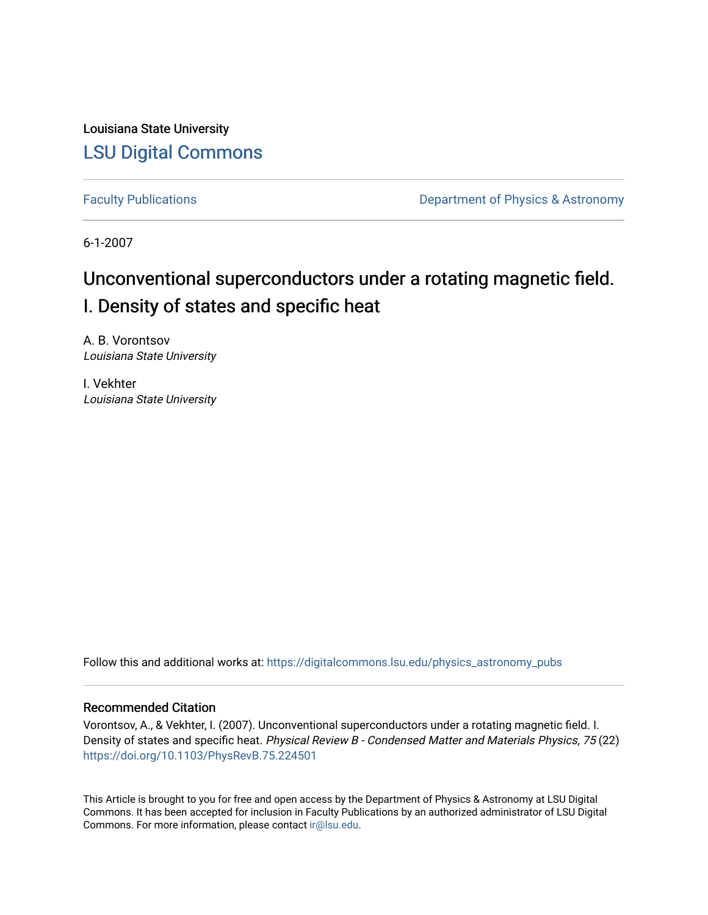Louisiana State University

## LSU Digital Commons

Faculty Publications | Department of Physics & Astronomy

6-1-2007

# Unconventional superconductors under a rotating magnetic field. I. Density of states and specific heat

A. B. Vorontsov
*Louisiana State University*

I. Vekhter
*Louisiana State University*

Follow this and additional works at: https://digitalcommons.lsu.edu/physics_astronomy_pubs

### Recommended Citation

Vorontsov, A., & Vekhter, I. (2007). Unconventional superconductors under a rotating magnetic field. I. Density of states and specific heat. *Physical Review B - Condensed Matter and Materials Physics, 75* (22) https://doi.org/10.1103/PhysRevB.75.224501

This Article is brought to you for free and open access by the Department of Physics & Astronomy at LSU Digital Commons. It has been accepted for inclusion in Faculty Publications by an authorized administrator of LSU Digital Commons. For more information, please contact ir@lsu.edu.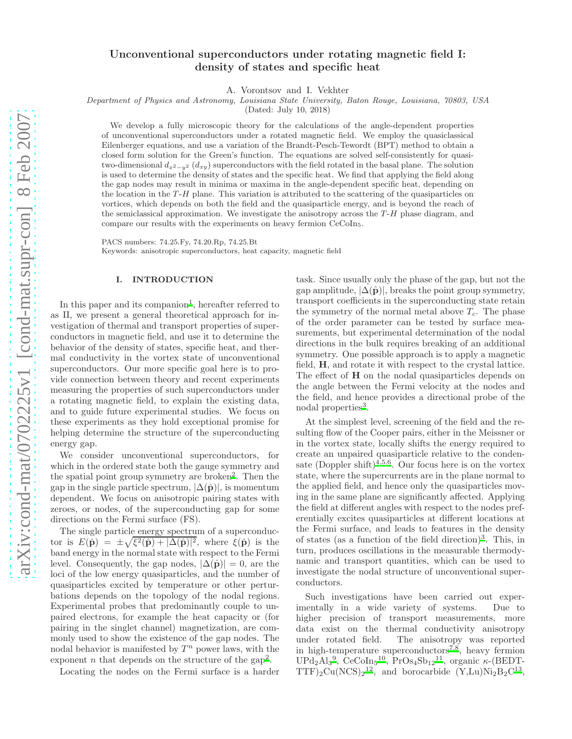# Unconventional superconductors under rotating magnetic field I: density of states and specific heat

A. Vorontsov and I. Vekhter

*Department of Physics and Astronomy, Louisiana State University, Baton Rouge, Louisiana, 70803, USA*

(Dated: July 10, 2018)

We develop a fully microscopic theory for the calculations of the angle-dependent properties of unconventional superconductors under a rotated magnetic field. We employ the quasiclassical Eilenberger equations, and use a variation of the Brandt-Pesch-Tewordt (BPT) method to obtain a closed form solution for the Green's function. The equations are solved self-consistently for quasi-two-dimensional $d_{x^2-y^2}$ ($d_{xy}$) superconductors with the field rotated in the basal plane. The solution is used to determine the density of states and the specific heat. We find that applying the field along the gap nodes may result in minima or maxima in the angle-dependent specific heat, depending on the location in the $T$-$H$ plane. This variation is attributed to the scattering of the quasiparticles on vortices, which depends on both the field and the quasiparticle energy, and is beyond the reach of the semiclassical approximation. We investigate the anisotropy across the $T$-$H$ phase diagram, and compare our results with the experiments on heavy fermion $CeCoIn_5$.

PACS numbers: 74.25.Fy, 74.20.Rp, 74.25.Bt

Keywords: anisotropic superconductors, heat capacity, magnetic field

## I. INTRODUCTION

In this paper and its companion[1], hereafter referred to as II, we present a general theoretical approach for investigation of thermal and transport properties of superconductors in magnetic field, and use it to determine the behavior of the density of states, specific heat, and thermal conductivity in the vortex state of unconventional superconductors. Our more specific goal here is to provide connection between theory and recent experiments measuring the properties of such superconductors under a rotating magnetic field, to explain the existing data, and to guide future experimental studies. We focus on these experiments as they hold exceptional promise for helping determine the structure of the superconducting energy gap.

We consider unconventional superconductors, for which in the ordered state both the gauge symmetry and the spatial point group symmetry are broken[2]. Then the gap in the single particle spectrum, $|\Delta(\hat{\mathbf{p}})|$, is momentum dependent. We focus on anisotropic pairing states with zeroes, or nodes, of the superconducting gap for some directions on the Fermi surface (FS).

The single particle energy spectrum of a superconductor is $E(\hat{\mathbf{p}}) = \pm\sqrt{\xi^2(\hat{\mathbf{p}}) + |\Delta(\hat{\mathbf{p}})|^2}$, where $\xi(\hat{\mathbf{p}})$ is the band energy in the normal state with respect to the Fermi level. Consequently, the gap nodes, $|\Delta(\hat{\mathbf{p}})| = 0$, are the loci of the low energy quasiparticles, and the number of quasiparticles excited by temperature or other perturbations depends on the topology of the nodal regions. Experimental probes that predominantly couple to unpaired electrons, for example the heat capacity or (for pairing in the singlet channel) magnetization, are commonly used to show the existence of the gap nodes. The nodal behavior is manifested by $T^n$ power laws, with the exponent $n$ that depends on the structure of the gap[2].

Locating the nodes on the Fermi surface is a harder task. Since usually only the phase of the gap, but not the gap amplitude, $|\Delta(\hat{\mathbf{p}})|$, breaks the point group symmetry, transport coefficients in the superconducting state retain the symmetry of the normal metal above $T_c$. The phase of the order parameter can be tested by surface measurements, but experimental determination of the nodal directions in the bulk requires breaking of an additional symmetry. One possible approach is to apply a magnetic field, $\mathbf{H}$, and rotate it with respect to the crystal lattice. The effect of $\mathbf{H}$ on the nodal quasiparticles depends on the angle between the Fermi velocity at the nodes and the field, and hence provides a directional probe of the nodal properties[3].

At the simplest level, screening of the field and the resulting flow of the Cooper pairs, either in the Meissner or in the vortex state, locally shifts the energy required to create an unpaired quasiparticle relative to the condensate (Doppler shift)[4,5,6]. Our focus here is on the vortex state, where the supercurrents are in the plane normal to the applied field, and hence only the quasiparticles moving in the same plane are significantly affected. Applying the field at different angles with respect to the nodes preferentially excites quasiparticles at different locations at the Fermi surface, and leads to features in the density of states (as a function of the field direction)[3]. This, in turn, produces oscillations in the measurable thermodynamic and transport quantities, which can be used to investigate the nodal structure of unconventional superconductors.

Such investigations have been carried out experimentally in a wide variety of systems. Due to higher precision of transport measurements, more data exist on the thermal conductivity anisotropy under rotated field. The anisotropy was reported in high-temperature superconductors[7,8], heavy fermion $UPd_2Al_3$[9], $CeCoIn_5$[10], $PrOs_4Sb_{12}$[11], organic $\kappa$-(BEDT-TTF)$_2$Cu(NCS)$_2$[12], and borocarbide (Y,Lu)$Ni_2B_2C$[13],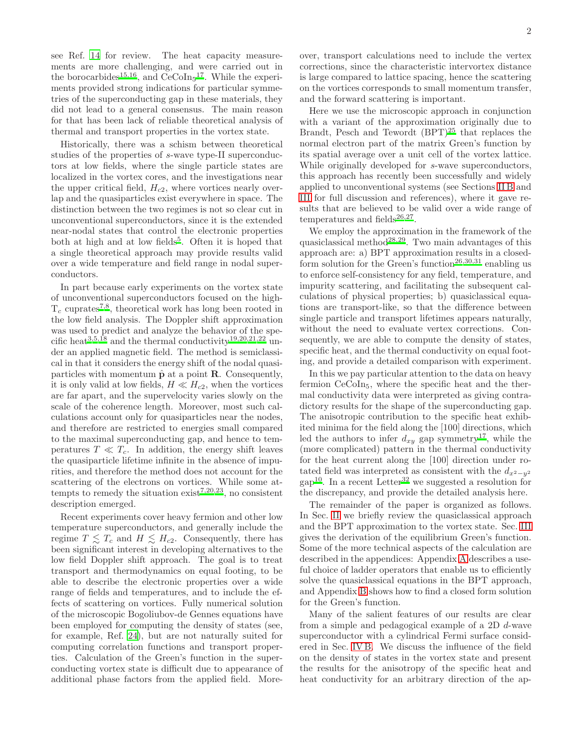see Ref. 14 for review. The heat capacity measurements are more challenging, and were carried out in the borocarbides[15,16], and $CeCoIn_5$[17]. While the experiments provided strong indications for particular symmetries of the superconducting gap in these materials, they did not lead to a general consensus. The main reason for that has been lack of reliable theoretical analysis of thermal and transport properties in the vortex state.

Historically, there was a schism between theoretical studies of the properties of $s$-wave type-II superconductors at low fields, where the single particle states are localized in the vortex cores, and the investigations near the upper critical field, $H_{c2}$, where vortices nearly overlap and the quasiparticles exist everywhere in space. The distinction between the two regimes is not so clear cut in unconventional superconductors, since it is the extended near-nodal states that control the electronic properties both at high and at low fields[5]. Often it is hoped that a single theoretical approach may provide results valid over a wide temperature and field range in nodal superconductors.

In part because early experiments on the vortex state of unconventional superconductors focused on the high-$T_c$ cuprates[7,8], theoretical work has long been rooted in the low field analysis. The Doppler shift approximation was used to predict and analyze the behavior of the specific heat[3,5,18] and the thermal conductivity[19,20,21,22] under an applied magnetic field. The method is semiclassical in that it considers the energy shift of the nodal quasiparticles with momentum $\hat{\mathbf{p}}$ at a point $\mathbf{R}$. Consequently, it is only valid at low fields, $H \ll H_{c2}$, when the vortices are far apart, and the supervelocity varies slowly on the scale of the coherence length. Moreover, most such calculations account only for quasiparticles near the nodes, and therefore are restricted to energies small compared to the maximal superconducting gap, and hence to temperatures $T \ll T_c$. In addition, the energy shift leaves the quasiparticle lifetime infinite in the absence of impurities, and therefore the method does not account for the scattering of the electrons on vortices. While some attempts to remedy the situation exist[7,20,23], no consistent description emerged.

Recent experiments cover heavy fermion and other low temperature superconductors, and generally include the regime $T \lesssim T_c$ and $H \lesssim H_{c2}$. Consequently, there has been significant interest in developing alternatives to the low field Doppler shift approach. The goal is to treat transport and thermodynamics on equal footing, to be able to describe the electronic properties over a wide range of fields and temperatures, and to include the effects of scattering on vortices. Fully numerical solution of the microscopic Bogoliubov-de Gennes equations have been employed for computing the density of states (see, for example, Ref. 24), but are not naturally suited for computing correlation functions and transport properties. Calculation of the Green's function in the superconducting vortex state is difficult due to appearance of additional phase factors from the applied field. Moreover, transport calculations need to include the vertex corrections, since the characteristic intervortex distance is large compared to lattice spacing, hence the scattering on the vortices corresponds to small momentum transfer, and the forward scattering is important.

Here we use the microscopic approach in conjunction with a variant of the approximation originally due to Brandt, Pesch and Tewordt (BPT)[25] that replaces the normal electron part of the matrix Green's function by its spatial average over a unit cell of the vortex lattice. While originally developed for $s$-wave superconductors, this approach has recently been successfully and widely applied to unconventional systems (see Sections II B and III for full discussion and references), where it gave results that are believed to be valid over a wide range of temperatures and fields[26,27].

We employ the approximation in the framework of the quasiclassical method[28,29]. Two main advantages of this approach are: a) BPT approximation results in a closed-form solution for the Green's function[26,30,31] enabling us to enforce self-consistency for any field, temperature, and impurity scattering, and facilitating the subsequent calculations of physical properties; b) quasiclassical equations are transport-like, so that the difference between single particle and transport lifetimes appears naturally, without the need to evaluate vertex corrections. Consequently, we are able to compute the density of states, specific heat, and the thermal conductivity on equal footing, and provide a detailed comparison with experiment.

In this we pay particular attention to the data on heavy fermion $CeCoIn_5$, where the specific heat and the thermal conductivity data were interpreted as giving contradictory results for the shape of the superconducting gap. The anisotropic contribution to the specific heat exhibited minima for the field along the [100] directions, which led the authors to infer $d_{xy}$ gap symmetry[17], while the (more complicated) pattern in the thermal conductivity for the heat current along the [100] direction under rotated field was interpreted as consistent with the $d_{x^2-y^2}$ gap[10]. In a recent Letter[32] we suggested a resolution for the discrepancy, and provide the detailed analysis here.

The remainder of the paper is organized as follows. In Sec. II we briefly review the quasiclassical approach and the BPT approximation to the vortex state. Sec. III gives the derivation of the equilibrium Green's function. Some of the more technical aspects of the calculation are described in the appendices: Appendix A describes a useful choice of ladder operators that enable us to efficiently solve the quasiclassical equations in the BPT approach, and Appendix B shows how to find a closed form solution for the Green's function.

Many of the salient features of our results are clear from a simple and pedagogical example of a 2D $d$-wave superconductor with a cylindrical Fermi surface considered in Sec. IV B. We discuss the influence of the field on the density of states in the vortex state and present the results for the anisotropy of the specific heat and heat conductivity for an arbitrary direction of the ap-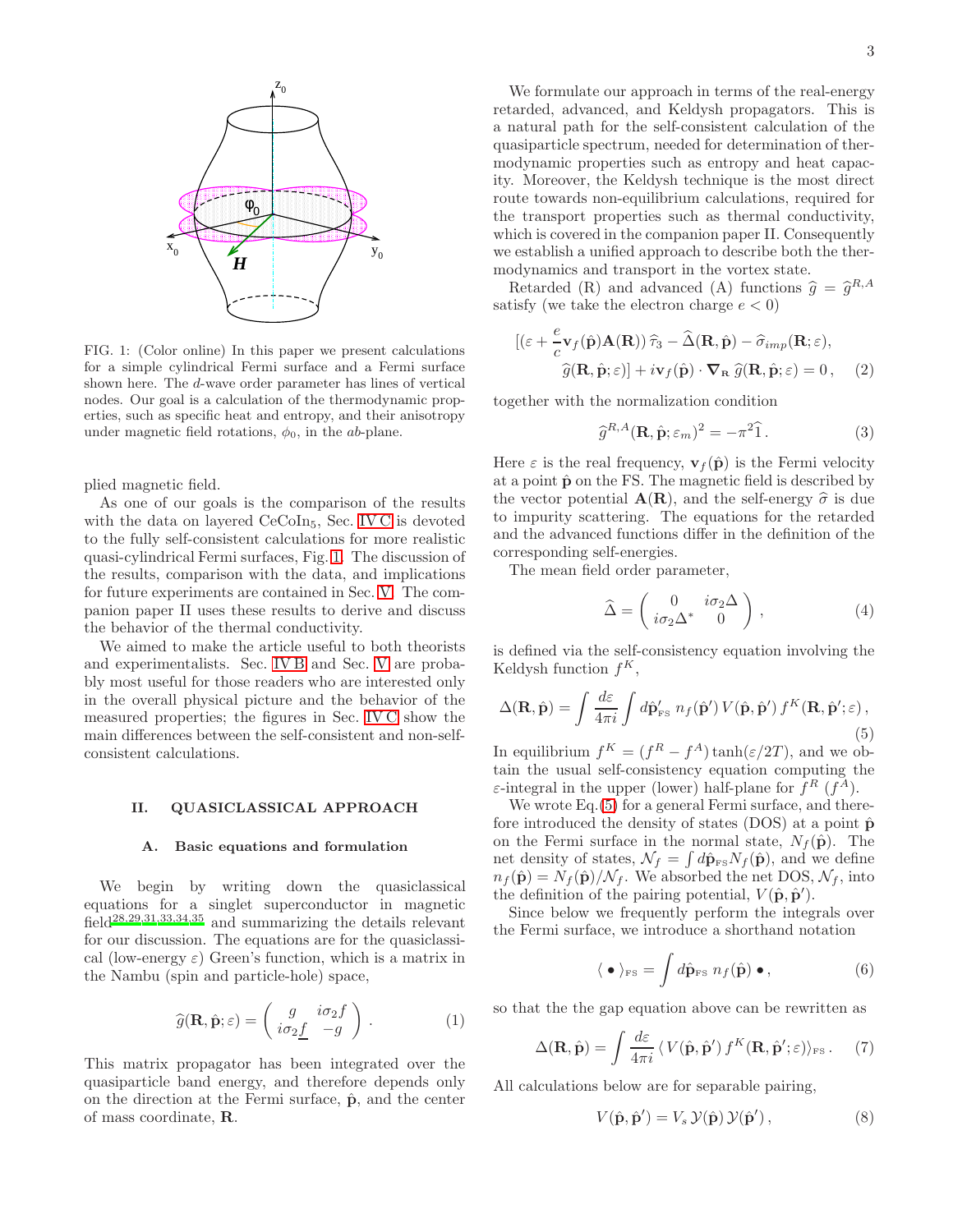FIG. 1: (Color online) In this paper we present calculations for a simple cylindrical Fermi surface and a Fermi surface shown here. The $d$-wave order parameter has lines of vertical nodes. Our goal is a calculation of the thermodynamic properties, such as specific heat and entropy, and their anisotropy under magnetic field rotations, $\phi_0$, in the $ab$-plane.

plied magnetic field.

As one of our goals is the comparison of the results with the data on layered $CeCoIn_5$, Sec. IV C is devoted to the fully self-consistent calculations for more realistic quasi-cylindrical Fermi surfaces, Fig. 1. The discussion of the results, comparison with the data, and implications for future experiments are contained in Sec. V. The companion paper II uses these results to derive and discuss the behavior of the thermal conductivity.

We aimed to make the article useful to both theorists and experimentalists. Sec. IV B and Sec. V are probably most useful for those readers who are interested only in the overall physical picture and the behavior of the measured properties; the figures in Sec. IV C show the main differences between the self-consistent and non-self-consistent calculations.

## II. QUASICLASSICAL APPROACH

### A. Basic equations and formulation

We begin by writing down the quasiclassical equations for a singlet superconductor in magnetic field[28,29,31,33,34,35] and summarizing the details relevant for our discussion. The equations are for the quasiclassical (low-energy $\varepsilon$) Green's function, which is a matrix in the Nambu (spin and particle-hole) space,

$$\widehat{g}(\mathbf{R}, \hat{\mathbf{p}}; \varepsilon) = \begin{pmatrix} g & i\sigma_2 f \\ i\sigma_2 \underline{f} & -g \end{pmatrix}. \quad (1)$$

This matrix propagator has been integrated over the quasiparticle band energy, and therefore depends only on the direction at the Fermi surface, $\hat{\mathbf{p}}$, and the center of mass coordinate, $\mathbf{R}$.

We formulate our approach in terms of the real-energy retarded, advanced, and Keldysh propagators. This is a natural path for the self-consistent calculation of the quasiparticle spectrum, needed for determination of thermodynamic properties such as entropy and heat capacity. Moreover, the Keldysh technique is the most direct route towards non-equilibrium calculations, required for the transport properties such as thermal conductivity, which is covered in the companion paper II. Consequently we establish a unified approach to describe both the thermodynamics and transport in the vortex state.

Retarded (R) and advanced (A) functions $\widehat{g} = \widehat{g}^{R,A}$ satisfy (we take the electron charge $e < 0$)

$$\begin{aligned} &[(\varepsilon + \frac{e}{c}\mathbf{v}_f(\hat{\mathbf{p}})\mathbf{A}(\mathbf{R}))\,\widehat{\tau}_3 - \widehat{\Delta}(\mathbf{R}, \hat{\mathbf{p}}) - \widehat{\sigma}_{imp}(\mathbf{R}; \varepsilon), \\ &\qquad \widehat{g}(\mathbf{R}, \hat{\mathbf{p}}; \varepsilon)] + i\mathbf{v}_f(\hat{\mathbf{p}}) \cdot \boldsymbol{\nabla}_{\mathbf{R}}\, \widehat{g}(\mathbf{R}, \hat{\mathbf{p}}; \varepsilon) = 0\,, \end{aligned} \quad (2)$$

together with the normalization condition

$$\widehat{g}^{R,A}(\mathbf{R}, \hat{\mathbf{p}}; \varepsilon_m)^2 = -\pi^2 \widehat{1}\,. \quad (3)$$

Here $\varepsilon$ is the real frequency, $\mathbf{v}_f(\hat{\mathbf{p}})$ is the Fermi velocity at a point $\hat{\mathbf{p}}$ on the FS. The magnetic field is described by the vector potential $\mathbf{A}(\mathbf{R})$, and the self-energy $\widehat{\sigma}$ is due to impurity scattering. The equations for the retarded and the advanced functions differ in the definition of the corresponding self-energies.

The mean field order parameter,

$$\widehat{\Delta} = \begin{pmatrix} 0 & i\sigma_2 \Delta \\ i\sigma_2 \Delta^* & 0 \end{pmatrix}, \quad (4)$$

is defined via the self-consistency equation involving the Keldysh function $f^K$,

$$\Delta(\mathbf{R}, \hat{\mathbf{p}}) = \int \frac{d\varepsilon}{4\pi i} \int d\hat{\mathbf{p}}'_{\rm FS}\; n_f(\hat{\mathbf{p}}')\, V(\hat{\mathbf{p}}, \hat{\mathbf{p}}')\, f^K(\mathbf{R}, \hat{\mathbf{p}}'; \varepsilon)\,, \quad (5)$$

In equilibrium $f^K = (f^R - f^A)\tanh(\varepsilon/2T)$, and we obtain the usual self-consistency equation computing the $\varepsilon$-integral in the upper (lower) half-plane for $f^R$ ($f^A$).

We wrote Eq.(5) for a general Fermi surface, and therefore introduced the density of states (DOS) at a point $\hat{\mathbf{p}}$ on the Fermi surface in the normal state, $N_f(\hat{\mathbf{p}})$. The net density of states, $\mathcal{N}_f = \int d\hat{\mathbf{p}}_{\rm FS} N_f(\hat{\mathbf{p}})$, and we define $n_f(\hat{\mathbf{p}}) = N_f(\hat{\mathbf{p}})/\mathcal{N}_f$. We absorbed the net DOS, $\mathcal{N}_f$, into the definition of the pairing potential, $V(\hat{\mathbf{p}}, \hat{\mathbf{p}}')$.

Since below we frequently perform the integrals over the Fermi surface, we introduce a shorthand notation

$$\langle\, \bullet\, \rangle_{\rm FS} = \int d\hat{\mathbf{p}}_{\rm FS}\; n_f(\hat{\mathbf{p}})\, \bullet\,, \quad (6)$$

so that the the gap equation above can be rewritten as

$$\Delta(\mathbf{R}, \hat{\mathbf{p}}) = \int \frac{d\varepsilon}{4\pi i} \,\langle\, V(\hat{\mathbf{p}}, \hat{\mathbf{p}}')\, f^K(\mathbf{R}, \hat{\mathbf{p}}'; \varepsilon)\rangle_{\rm FS}\,. \quad (7)$$

All calculations below are for separable pairing,

$$V(\hat{\mathbf{p}}, \hat{\mathbf{p}}') = V_s\, \mathcal{Y}(\hat{\mathbf{p}})\, \mathcal{Y}(\hat{\mathbf{p}}')\,, \quad (8)$$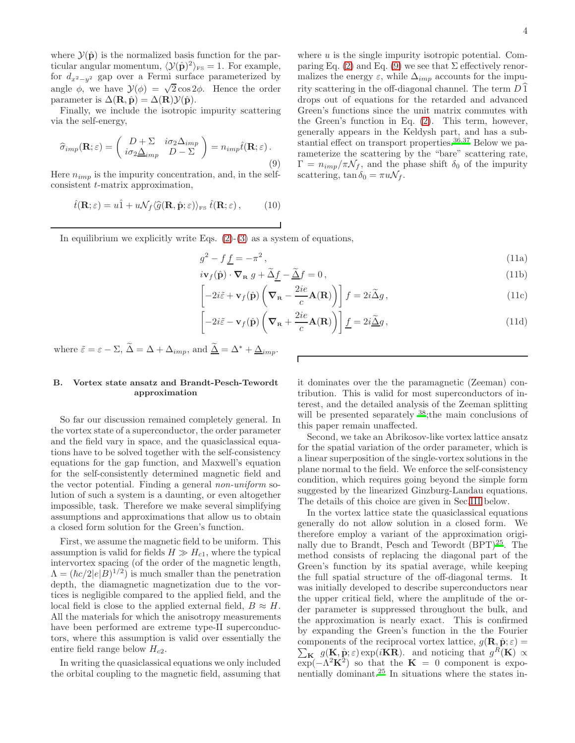where $\mathcal{Y}(\hat{\mathbf{p}})$ is the normalized basis function for the particular angular momentum, $\langle \mathcal{Y}(\hat{\mathbf{p}})^2 \rangle_{\rm FS} = 1$. For example, for $d_{x^2-y^2}$ gap over a Fermi surface parameterized by angle $\phi$, we have $\mathcal{Y}(\phi) = \sqrt{2}\cos 2\phi$. Hence the order parameter is $\Delta(\mathbf{R}, \hat{\mathbf{p}}) = \Delta(\mathbf{R})\mathcal{Y}(\hat{\mathbf{p}})$.

Finally, we include the isotropic impurity scattering via the self-energy,

$$\widehat{\sigma}_{imp}(\mathbf{R};\varepsilon) = \begin{pmatrix} D + \Sigma & i\sigma_2 \Delta_{imp} \\ i\sigma_2 \underline{\Delta}_{imp} & D - \Sigma \end{pmatrix} = n_{imp} \hat{t}(\mathbf{R};\varepsilon)\,. \tag{9}$$

Here $n_{imp}$ is the impurity concentration, and, in the self-consistent $t$-matrix approximation,

$$\hat{t}(\mathbf{R};\varepsilon) = u\hat{1} + u\mathcal{N}_f \langle \widehat{g}(\mathbf{R}, \hat{\mathbf{p}};\varepsilon)\rangle_{\rm FS}\, \hat{t}(\mathbf{R};\varepsilon)\,, \tag{10}$$

where $u$ is the single impurity isotropic potential. Comparing Eq. (2) and Eq. (9) we see that $\Sigma$ effectively renormalizes the energy $\varepsilon$, while $\Delta_{imp}$ accounts for the impurity scattering in the off-diagonal channel. The term $D\,\widehat{1}$ drops out of equations for the retarded and advanced Green's functions since the unit matrix commutes with the Green's function in Eq. (2). This term, however, generally appears in the Keldysh part, and has a substantial effect on transport properties.[36,37] Below we parameterize the scattering by the "bare" scattering rate, $\Gamma = n_{imp}/\pi\mathcal{N}_f$, and the phase shift $\delta_0$ of the impurity scattering, $\tan\delta_0 = \pi u \mathcal{N}_f$.

In equilibrium we explicitly write Eqs. (2)-(3) as a system of equations,

$$g^2 - f\,\underline{f} = -\pi^2\,, \tag{11a}$$

$$i\mathbf{v}_f(\hat{\mathbf{p}})\cdot \boldsymbol{\nabla}_{\rm R}\, g + \widetilde{\Delta}\underline{f} - \widetilde{\underline{\Delta}} f = 0\,, \tag{11b}$$

$$\left[-2i\tilde{\varepsilon} + \mathbf{v}_f(\hat{\mathbf{p}})\left(\boldsymbol{\nabla}_{\rm R} - \frac{2ie}{c}\mathbf{A}(\mathbf{R})\right)\right] f = 2i\widetilde{\Delta} g\,, \tag{11c}$$

$$\left[-2i\tilde{\varepsilon} - \mathbf{v}_f(\hat{\mathbf{p}})\left(\boldsymbol{\nabla}_{\rm R} + \frac{2ie}{c}\mathbf{A}(\mathbf{R})\right)\right] \underline{f} = 2i\widetilde{\underline{\Delta}} g\,, \tag{11d}$$

where $\tilde{\varepsilon} = \varepsilon - \Sigma$, $\widetilde{\Delta} = \Delta + \Delta_{imp}$, and $\widetilde{\underline{\Delta}} = \Delta^* + \underline{\Delta}_{imp}$.

### B. Vortex state ansatz and Brandt-Pesch-Tewordt approximation

So far our discussion remained completely general. In the vortex state of a superconductor, the order parameter and the field vary in space, and the quasiclassical equations have to be solved together with the self-consistency equations for the gap function, and Maxwell's equation for the self-consistently determined magnetic field and the vector potential. Finding a general *non-uniform* solution of such a system is a daunting, or even altogether impossible, task. Therefore we make several simplifying assumptions and approximations that allow us to obtain a closed form solution for the Green's function.

First, we assume the magnetic field to be uniform. This assumption is valid for fields $H \gg H_{c1}$, where the typical intervortex spacing (of the order of the magnetic length, $\Lambda = (\hbar c/2|e|B)^{1/2}$) is much smaller than the penetration depth, the diamagnetic magnetization due to the vortices is negligible compared to the applied field, and the local field is close to the applied external field, $B \approx H$. All the materials for which the anisotropy measurements have been performed are extreme type-II superconductors, where this assumption is valid over essentially the entire field range below $H_{c2}$.

In writing the quasiclassical equations we only included the orbital coupling to the magnetic field, assuming that it dominates over the the paramagnetic (Zeeman) contribution. This is valid for most superconductors of interest, and the detailed analysis of the Zeeman splitting will be presented separately [38];the main conclusions of this paper remain unaffected.

Second, we take an Abrikosov-like vortex lattice ansatz for the spatial variation of the order parameter, which is a linear superposition of the single-vortex solutions in the plane normal to the field. We enforce the self-consistency condition, which requires going beyond the simple form suggested by the linearized Ginzburg-Landau equations. The details of this choice are given in Sec.III below.

In the vortex lattice state the quasiclassical equations generally do not allow solution in a closed form. We therefore employ a variant of the approximation originally due to Brandt, Pesch and Tewordt (BPT)[25]. The method consists of replacing the diagonal part of the Green's function by its spatial average, while keeping the full spatial structure of the off-diagonal terms. It was initially developed to describe superconductors near the upper critical field, where the amplitude of the order parameter is suppressed throughout the bulk, and the approximation is nearly exact. This is confirmed by expanding the Green's function in the the Fourier components of the reciprocal vortex lattice, $g(\mathbf{R}, \hat{\mathbf{p}};\varepsilon) = \sum_{\mathbf{K}} g(\mathbf{K}, \hat{\mathbf{p}};\varepsilon)\exp(i\mathbf{K}\mathbf{R})$. and noticing that $g^R(\mathbf{K}) \propto \exp(-\Lambda^2\mathbf{K}^2)$ so that the $\mathbf{K} = 0$ component is exponentially dominant.[25] In situations where the states in-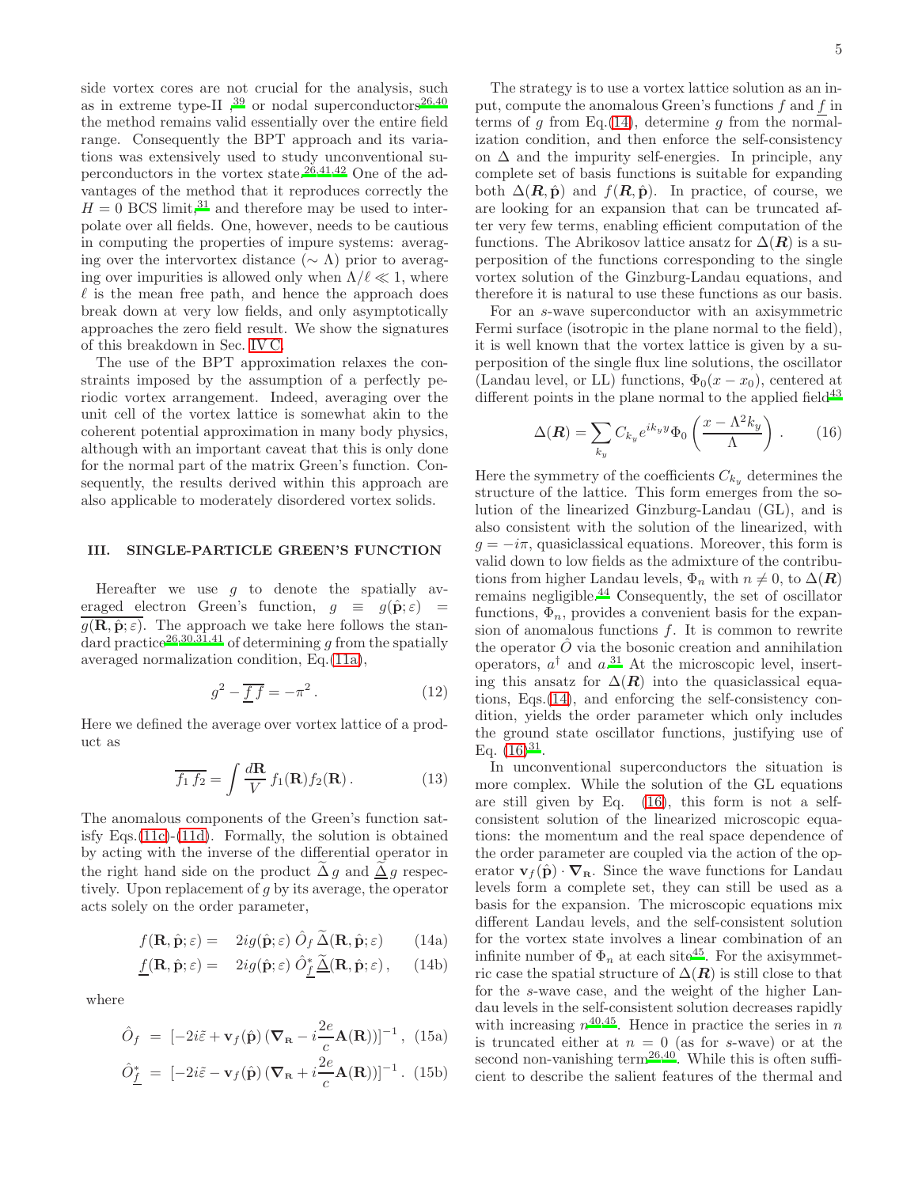side vortex cores are not crucial for the analysis, such as in extreme type-II ,[39] or nodal superconductors[26,40] the method remains valid essentially over the entire field range. Consequently the BPT approach and its variations was extensively used to study unconventional superconductors in the vortex state.[26,41,42] One of the advantages of the method that it reproduces correctly the $H = 0$ BCS limit,[31] and therefore may be used to interpolate over all fields. One, however, needs to be cautious in computing the properties of impure systems: averaging over the intervortex distance ($\sim \Lambda$) prior to averaging over impurities is allowed only when $\Lambda/\ell \ll 1$, where $\ell$ is the mean free path, and hence the approach does break down at very low fields, and only asymptotically approaches the zero field result. We show the signatures of this breakdown in Sec. IV C.

The use of the BPT approximation relaxes the constraints imposed by the assumption of a perfectly periodic vortex arrangement. Indeed, averaging over the unit cell of the vortex lattice is somewhat akin to the coherent potential approximation in many body physics, although with an important caveat that this is only done for the normal part of the matrix Green's function. Consequently, the results derived within this approach are also applicable to moderately disordered vortex solids.

## III. SINGLE-PARTICLE GREEN'S FUNCTION

Hereafter we use $g$ to denote the spatially averaged electron Green's function, $g \equiv g(\hat{\mathbf{p}}; \varepsilon) = \overline{g(\mathbf{R}, \hat{\mathbf{p}}; \varepsilon)}$. The approach we take here follows the standard practice[26,30,31,41] of determining $g$ from the spatially averaged normalization condition, Eq.(11a),

$$g^2 - \overline{\underline{f}\, f} = -\pi^2 \,. \tag{12}$$

Here we defined the average over vortex lattice of a product as

$$\overline{f_1\, f_2} = \int \frac{d\mathbf{R}}{V}\, f_1(\mathbf{R}) f_2(\mathbf{R}) \,. \tag{13}$$

The anomalous components of the Green's function satisfy Eqs.(11c)-(11d). Formally, the solution is obtained by acting with the inverse of the differential operator in the right hand side on the product $\widetilde{\Delta}\, g$ and $\underline{\widetilde{\Delta}}\, g$ respectively. Upon replacement of $g$ by its average, the operator acts solely on the order parameter,

$$f(\mathbf{R}, \hat{\mathbf{p}}; \varepsilon) = \quad 2ig(\hat{\mathbf{p}}; \varepsilon)\, \hat{O}_f\, \widetilde{\Delta}(\mathbf{R}, \hat{\mathbf{p}}; \varepsilon) \tag{14a}$$

$$\underline{f}(\mathbf{R}, \hat{\mathbf{p}}; \varepsilon) = \quad 2ig(\hat{\mathbf{p}}; \varepsilon)\, \hat{O}^*_{\underline{f}}\, \underline{\widetilde{\Delta}}(\mathbf{R}, \hat{\mathbf{p}}; \varepsilon) \,, \tag{14b}$$

where

$$\hat{O}_f \;=\; [-2i\tilde{\varepsilon} + \mathbf{v}_f(\hat{\mathbf{p}})\, (\boldsymbol{\nabla}_{\mathbf{R}} - i\frac{2e}{c}\mathbf{A}(\mathbf{R}))]^{-1} \,, \tag{15a}$$

$$\hat{O}^*_{\underline{f}} \;=\; [-2i\tilde{\varepsilon} - \mathbf{v}_f(\hat{\mathbf{p}})\, (\boldsymbol{\nabla}_{\mathbf{R}} + i\frac{2e}{c}\mathbf{A}(\mathbf{R}))]^{-1} \,. \tag{15b}$$

The strategy is to use a vortex lattice solution as an input, compute the anomalous Green's functions $f$ and $\underline{f}$ in terms of $g$ from Eq.(14), determine $g$ from the normalization condition, and then enforce the self-consistency on $\Delta$ and the impurity self-energies. In principle, any complete set of basis functions is suitable for expanding both $\Delta(\boldsymbol{R}, \hat{\mathbf{p}})$ and $f(\boldsymbol{R}, \hat{\mathbf{p}})$. In practice, of course, we are looking for an expansion that can be truncated after very few terms, enabling efficient computation of the functions. The Abrikosov lattice ansatz for $\Delta(\boldsymbol{R})$ is a superposition of the functions corresponding to the single vortex solution of the Ginzburg-Landau equations, and therefore it is natural to use these functions as our basis.

For an $s$-wave superconductor with an axisymmetric Fermi surface (isotropic in the plane normal to the field), it is well known that the vortex lattice is given by a superposition of the single flux line solutions, the oscillator (Landau level, or LL) functions, $\Phi_0(x - x_0)$, centered at different points in the plane normal to the applied field[43]

$$\Delta(\boldsymbol{R}) = \sum_{k_y} C_{k_y} e^{ik_y y} \Phi_0\left(\frac{x - \Lambda^2 k_y}{\Lambda}\right) \,. \tag{16}$$

Here the symmetry of the coefficients $C_{k_y}$ determines the structure of the lattice. This form emerges from the solution of the linearized Ginzburg-Landau (GL), and is also consistent with the solution of the linearized, with $g = -i\pi$, quasiclassical equations. Moreover, this form is valid down to low fields as the admixture of the contributions from higher Landau levels, $\Phi_n$ with $n \neq 0$, to $\Delta(\boldsymbol{R})$ remains negligible.[44] Consequently, the set of oscillator functions, $\Phi_n$, provides a convenient basis for the expansion of anomalous functions $f$. It is common to rewrite the operator $\hat{O}$ via the bosonic creation and annihilation operators, $a^\dagger$ and $a$.[31] At the microscopic level, inserting this ansatz for $\Delta(\boldsymbol{R})$ into the quasiclassical equations, Eqs.(14), and enforcing the self-consistency condition, yields the order parameter which only includes the ground state oscillator functions, justifying use of Eq. (16)[31].

In unconventional superconductors the situation is more complex. While the solution of the GL equations are still given by Eq. (16), this form is not a self-consistent solution of the linearized microscopic equations: the momentum and the real space dependence of the order parameter are coupled via the action of the operator $\mathbf{v}_f(\hat{\mathbf{p}}) \cdot \boldsymbol{\nabla}_{\mathbf{R}}$. Since the wave functions for Landau levels form a complete set, they can still be used as a basis for the expansion. The microscopic equations mix different Landau levels, and the self-consistent solution for the vortex state involves a linear combination of an infinite number of $\Phi_n$ at each site[45]. For the axisymmetric case the spatial structure of $\Delta(\boldsymbol{R})$ is still close to that for the $s$-wave case, and the weight of the higher Landau levels in the self-consistent solution decreases rapidly with increasing $n$[40,45]. Hence in practice the series in $n$ is truncated either at $n = 0$ (as for $s$-wave) or at the second non-vanishing term[26,40]. While this is often sufficient to describe the salient features of the thermal and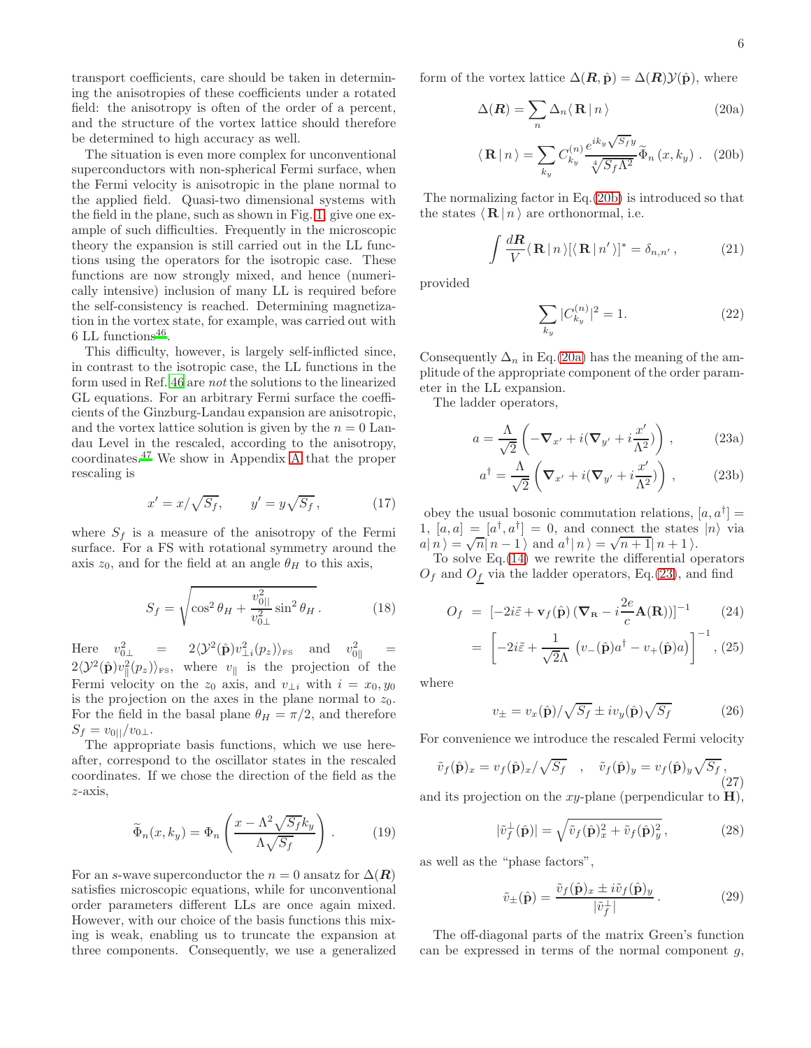transport coefficients, care should be taken in determining the anisotropies of these coefficients under a rotated field: the anisotropy is often of the order of a percent, and the structure of the vortex lattice should therefore be determined to high accuracy as well.

The situation is even more complex for unconventional superconductors with non-spherical Fermi surface, when the Fermi velocity is anisotropic in the plane normal to the applied field. Quasi-two dimensional systems with the field in the plane, such as shown in Fig. 1, give one example of such difficulties. Frequently in the microscopic theory the expansion is still carried out in the LL functions using the operators for the isotropic case. These functions are now strongly mixed, and hence (numerically intensive) inclusion of many LL is required before the self-consistency is reached. Determining magnetization in the vortex state, for example, was carried out with 6 LL functions[46].

This difficulty, however, is largely self-inflicted since, in contrast to the isotropic case, the LL functions in the form used in Ref. 46 are *not* the solutions to the linearized GL equations. For an arbitrary Fermi surface the coefficients of the Ginzburg-Landau expansion are anisotropic, and the vortex lattice solution is given by the $n = 0$ Landau Level in the rescaled, according to the anisotropy, coordinates.[47] We show in Appendix A that the proper rescaling is

$$x' = x/\sqrt{S_f}, \qquad y' = y\sqrt{S_f}\,, \tag{17}$$

where $S_f$ is a measure of the anisotropy of the Fermi surface. For a FS with rotational symmetry around the axis $z_0$, and for the field at an angle $\theta_H$ to this axis,

$$S_f = \sqrt{\cos^2\theta_H + \frac{v_{0||}^2}{v_{0\perp}^2}\sin^2\theta_H}\,. \tag{18}$$

Here $v_{0\perp}^2 = 2\langle \mathcal{Y}^2(\hat{\mathbf{p}}) v_{\perp i}^2(p_z)\rangle_{\rm FS}$ and $v_{0\|}^2 = 2\langle \mathcal{Y}^2(\hat{\mathbf{p}}) v_{\|}^2(p_z)\rangle_{\rm FS}$, where $v_\|$ is the projection of the Fermi velocity on the $z_0$ axis, and $v_{\perp i}$ with $i = x_0, y_0$ is the projection on the axes in the plane normal to $z_0$. For the field in the basal plane $\theta_H = \pi/2$, and therefore $S_f = v_{0||}/v_{0\perp}$.

The appropriate basis functions, which we use hereafter, correspond to the oscillator states in the rescaled coordinates. If we chose the direction of the field as the $z$-axis,

$$\widetilde{\Phi}_n(x, k_y) = \Phi_n\left(\frac{x - \Lambda^2\sqrt{S_f}k_y}{\Lambda\sqrt{S_f}}\right)\,. \tag{19}$$

For an $s$-wave superconductor the $n = 0$ ansatz for $\Delta(\boldsymbol{R})$ satisfies microscopic equations, while for unconventional order parameters different LLs are once again mixed. However, with our choice of the basis functions this mixing is weak, enabling us to truncate the expansion at three components. Consequently, we use a generalized form of the vortex lattice $\Delta(\boldsymbol{R}, \hat{\mathbf{p}}) = \Delta(\boldsymbol{R})\mathcal{Y}(\hat{\mathbf{p}})$, where

$$\Delta(\boldsymbol{R}) = \sum_n \Delta_n \langle\, \mathbf{R} \,|\, n\,\rangle \tag{20a}$$

$$\langle\, \mathbf{R} \,|\, n\,\rangle = \sum_{k_y} C_{k_y}^{(n)} \frac{e^{ik_y\sqrt{S_f}y}}{\sqrt[4]{S_f\Lambda^2}} \widetilde{\Phi}_n(x, k_y)\,. \tag{20b}$$

The normalizing factor in Eq.(20b) is introduced so that the states $\langle\, \mathbf{R} \,|\, n\,\rangle$ are orthonormal, i.e.

$$\int \frac{d\boldsymbol{R}}{V} \langle\, \mathbf{R} \,|\, n\,\rangle [\langle\, \mathbf{R} \,|\, n'\,\rangle]^* = \delta_{n,n'}\,, \tag{21}$$

provided

$$\sum_{k_y} |C_{k_y}^{(n)}|^2 = 1. \tag{22}$$

Consequently $\Delta_n$ in Eq.(20a) has the meaning of the amplitude of the appropriate component of the order parameter in the LL expansion.

The ladder operators,

$$a = \frac{\Lambda}{\sqrt{2}}\left(-\boldsymbol{\nabla}_{x'} + i(\boldsymbol{\nabla}_{y'} + i\frac{x'}{\Lambda^2})\right)\,, \tag{23a}$$

$$a^\dagger = \frac{\Lambda}{\sqrt{2}}\left(\boldsymbol{\nabla}_{x'} + i(\boldsymbol{\nabla}_{y'} + i\frac{x'}{\Lambda^2})\right)\,, \tag{23b}$$

obey the usual bosonic commutation relations, $[a, a^\dagger] = 1$, $[a, a] = [a^\dagger, a^\dagger] = 0$, and connect the states $|n\rangle$ via $a|\, n\,\rangle = \sqrt{n}|\, n-1\,\rangle$ and $a^\dagger|\, n\,\rangle = \sqrt{n+1}|\, n+1\,\rangle$.

To solve Eq.(14) we rewrite the differential operators $O_f$ and $O_{\underline{f}}$ via the ladder operators, Eq.(23), and find

$$O_f = [-2i\tilde{\varepsilon} + \mathbf{v}_f(\hat{\mathbf{p}})\,(\boldsymbol{\nabla}_{\mathbf{R}} - i\frac{2e}{c}\mathbf{A}(\mathbf{R}))]^{-1} \tag{24}$$

$$= \left[-2i\tilde{\varepsilon} + \frac{1}{\sqrt{2}\Lambda}\left(v_-(\hat{\mathbf{p}})a^\dagger - v_+(\hat{\mathbf{p}})a\right)\right]^{-1}, \tag{25}$$

where

$$v_\pm = v_x(\hat{\mathbf{p}})/\sqrt{S_f} \pm iv_y(\hat{\mathbf{p}})\sqrt{S_f} \tag{26}$$

For convenience we introduce the rescaled Fermi velocity

$$\tilde{v}_f(\hat{\mathbf{p}})_x = v_f(\hat{\mathbf{p}})_x/\sqrt{S_f} \quad , \quad \tilde{v}_f(\hat{\mathbf{p}})_y = v_f(\hat{\mathbf{p}})_y\sqrt{S_f}\,, \tag{27}$$

and its projection on the $xy$-plane (perpendicular to $\mathbf{H}$),

$$|\tilde{v}_f^\perp(\hat{\mathbf{p}})| = \sqrt{\tilde{v}_f(\hat{\mathbf{p}})_x^2 + \tilde{v}_f(\hat{\mathbf{p}})_y^2}\,, \tag{28}$$

as well as the "phase factors",

$$\tilde{v}_\pm(\hat{\mathbf{p}}) = \frac{\tilde{v}_f(\hat{\mathbf{p}})_x \pm i\tilde{v}_f(\hat{\mathbf{p}})_y}{|\tilde{v}_f^\perp|}\,. \tag{29}$$

The off-diagonal parts of the matrix Green's function can be expressed in terms of the normal component $g$,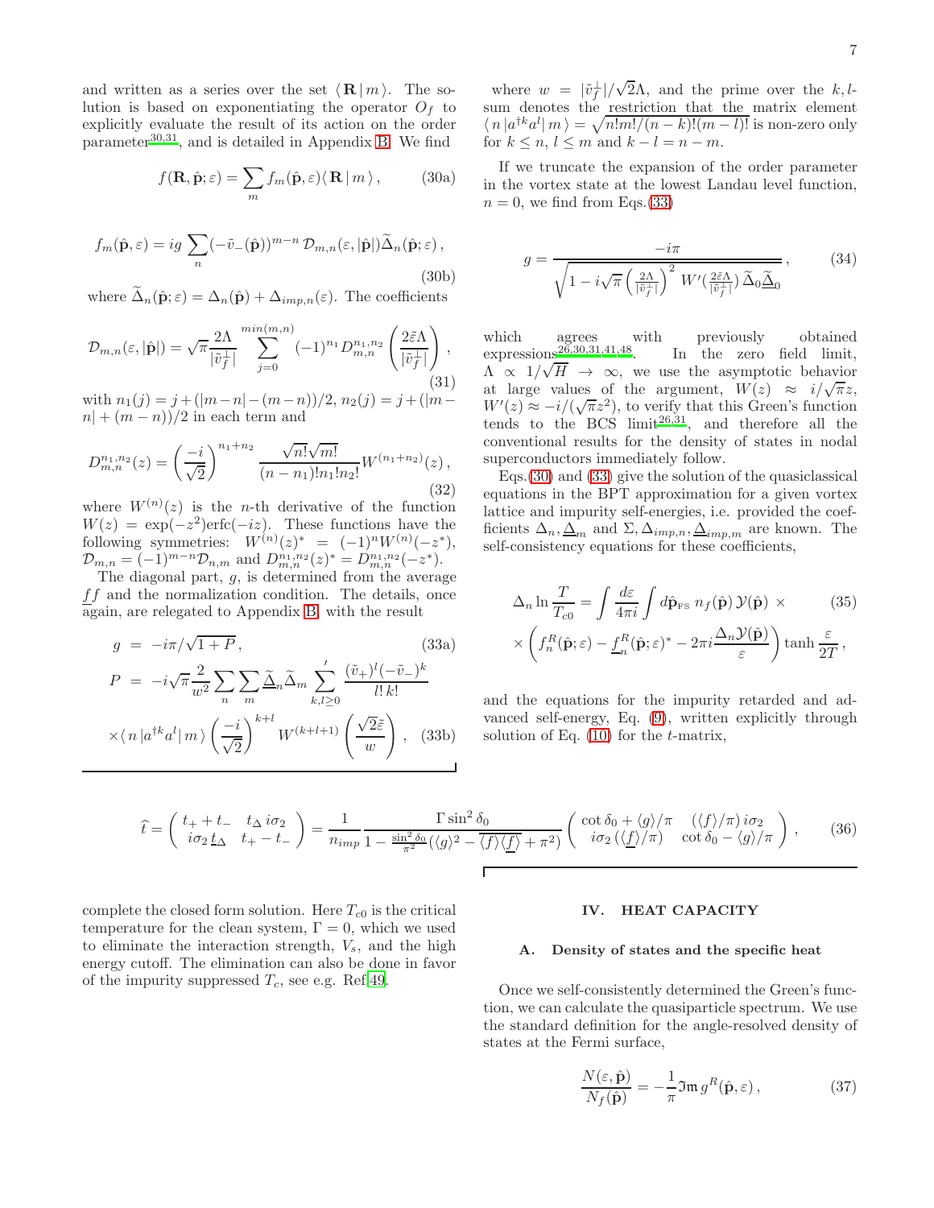and written as a series over the set $\langle \mathbf{R} \,|\, m \rangle$. The solution is based on exponentiating the operator $O_f$ to explicitly evaluate the result of its action on the order parameter[30,31], and is detailed in Appendix B. We find

$$f(\mathbf{R}, \hat{\mathbf{p}}; \varepsilon) = \sum_m f_m(\hat{\mathbf{p}}, \varepsilon) \langle \mathbf{R} \,|\, m \rangle \,, \tag{30a}$$

$$f_m(\hat{\mathbf{p}}, \varepsilon) = ig \sum_n (-\tilde{v}_-(\hat{\mathbf{p}}))^{m-n} \, \mathcal{D}_{m,n}(\varepsilon, |\hat{\mathbf{p}}|) \widetilde{\Delta}_n(\hat{\mathbf{p}}; \varepsilon) \,, \tag{30b}$$

where $\widetilde{\Delta}_n(\hat{\mathbf{p}}; \varepsilon) = \Delta_n(\hat{\mathbf{p}}) + \Delta_{imp,n}(\varepsilon)$. The coefficients

$$\mathcal{D}_{m,n}(\varepsilon, |\hat{\mathbf{p}}|) = \sqrt{\pi} \frac{2\Lambda}{|\tilde{v}_f^\perp|} \sum_{j=0}^{min(m,n)} (-1)^{n_1} D_{m,n}^{n_1,n_2} \left( \frac{2\tilde{\varepsilon}\Lambda}{|\tilde{v}_f^\perp|} \right) , \tag{31}$$

with $n_1(j) = j + (|m-n| - (m-n))/2$, $n_2(j) = j + (|m-n| + (m-n))/2$ in each term and

$$D_{m,n}^{n_1,n_2}(z) = \left( \frac{-i}{\sqrt{2}} \right)^{n_1+n_2} \frac{\sqrt{n!}\sqrt{m!}}{(n-n_1)! n_1! n_2!} W^{(n_1+n_2)}(z) \,, \tag{32}$$

where $W^{(n)}(z)$ is the $n$-th derivative of the function $W(z) = \exp(-z^2)\mathrm{erfc}(-iz)$. These functions have the following symmetries: $W^{(n)}(z)^* = (-1)^n W^{(n)}(-z^*)$, $\mathcal{D}_{m,n} = (-1)^{m-n} \mathcal{D}_{n,m}$ and $D_{m,n}^{n_1,n_2}(z)^* = D_{m,n}^{n_1,n_2}(-z^*)$.

The diagonal part, $g$, is determined from the average $\underline{f}f$ and the normalization condition. The details, once again, are relegated to Appendix B, with the result

$$g = -i\pi / \sqrt{1+P} \,, \tag{33a}$$

$$P = -i\sqrt{\pi} \frac{2}{w^2} \sum_n \sum_m \widetilde{\underline{\Delta}}_n \widetilde{\Delta}_m \sum_{k,l \geq 0}' \frac{(\tilde{v}_+)^l (-\tilde{v}_-)^k}{l! \, k!} \times \langle n \,|\, a^{\dagger k} a^l \,|\, m \rangle \left( \frac{-i}{\sqrt{2}} \right)^{k+l} W^{(k+l+1)} \left( \frac{\sqrt{2}\tilde{\varepsilon}}{w} \right) , \tag{33b}$$

where $w = |\tilde{v}_f^\perp| / \sqrt{2}\Lambda$, and the prime over the $k,l$-sum denotes the restriction that the matrix element $\langle n \,|\, a^{\dagger k} a^l \,|\, m \rangle = \sqrt{n!m!/(n-k)!(m-l)!}$ is non-zero only for $k \leq n$, $l \leq m$ and $k - l = n - m$.

If we truncate the expansion of the order parameter in the vortex state at the lowest Landau level function, $n = 0$, we find from Eqs.(33)

$$g = \frac{-i\pi}{\sqrt{1 - i\sqrt{\pi} \left( \frac{2\Lambda}{|\tilde{v}_f^\perp|} \right)^2 W'(\frac{2\tilde{\varepsilon}\Lambda}{|\tilde{v}_f^\perp|}) \, \widetilde{\Delta}_0 \widetilde{\underline{\Delta}}_0}} \,, \tag{34}$$

which agrees with previously obtained expressions[26,30,31,41,48]. In the zero field limit, $\Lambda \propto 1/\sqrt{H} \to \infty$, we use the asymptotic behavior at large values of the argument, $W(z) \approx i/\sqrt{\pi} z$, $W'(z) \approx -i/(\sqrt{\pi} z^2)$, to verify that this Green's function tends to the BCS limit[26,31], and therefore all the conventional results for the density of states in nodal superconductors immediately follow.

Eqs.(30) and (33) give the solution of the quasiclassical equations in the BPT approximation for a given vortex lattice and impurity self-energies, i.e. provided the coefficients $\Delta_n, \underline{\Delta}_m$ and $\Sigma, \Delta_{imp,n}, \underline{\Delta}_{imp,m}$ are known. The self-consistency equations for these coefficients,

$$\Delta_n \ln \frac{T}{T_{c0}} = \int \frac{d\varepsilon}{4\pi i} \int d\hat{\mathbf{p}}_{\text{FS}} \; n_f(\hat{\mathbf{p}}) \, \mathcal{Y}(\hat{\mathbf{p}}) \; \times \tag{35}$$
$$\times \left( f_n^R(\hat{\mathbf{p}}; \varepsilon) - \underline{f}_n^R(\hat{\mathbf{p}}; \varepsilon)^* - 2\pi i \frac{\Delta_n \mathcal{Y}(\hat{\mathbf{p}})}{\varepsilon} \right) \tanh \frac{\varepsilon}{2T} \,,$$

and the equations for the impurity retarded and advanced self-energy, Eq. (9), written explicitly through solution of Eq. (10) for the $t$-matrix,

$$\hat{t} = \begin{pmatrix} t_+ + t_- & t_\Delta \, i\sigma_2 \\ i\sigma_2 \, \underline{t}_\Delta & t_+ - t_- \end{pmatrix} = \frac{1}{n_{imp}} \frac{\Gamma \sin^2 \delta_0}{1 - \frac{\sin^2 \delta_0}{\pi^2} (\langle g \rangle^2 - \overline{\langle f \rangle \langle \underline{f} \rangle} + \pi^2)} \begin{pmatrix} \cot \delta_0 + \langle g \rangle / \pi & (\langle f \rangle / \pi) \, i\sigma_2 \\ i\sigma_2 \, (\langle \underline{f} \rangle / \pi) & \cot \delta_0 - \langle g \rangle / \pi \end{pmatrix} , \tag{36}$$

complete the closed form solution. Here $T_{c0}$ is the critical temperature for the clean system, $\Gamma = 0$, which we used to eliminate the interaction strength, $V_s$, and the high energy cutoff. The elimination can also be done in favor of the impurity suppressed $T_c$, see e.g. Ref[49].

## IV. HEAT CAPACITY

### A. Density of states and the specific heat

Once we self-consistently determined the Green's function, we can calculate the quasiparticle spectrum. We use the standard definition for the angle-resolved density of states at the Fermi surface,

$$\frac{N(\varepsilon, \hat{\mathbf{p}})}{N_f(\hat{\mathbf{p}})} = -\frac{1}{\pi} \mathfrak{Im} \, g^R(\hat{\mathbf{p}}, \varepsilon) \,, \tag{37}$$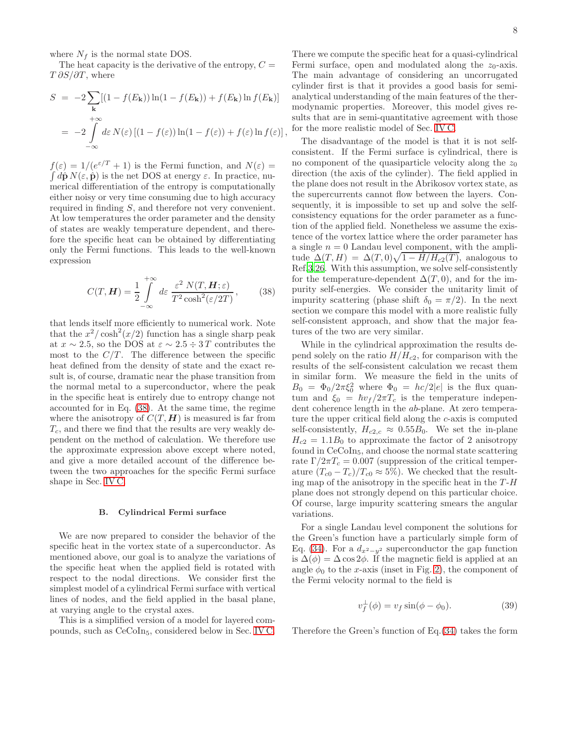where $N_f$ is the normal state DOS.

The heat capacity is the derivative of the entropy, $C = T\,\partial S/\partial T$, where

$$
\begin{aligned}
S &= -2\sum_{\mathbf{k}} \left[(1-f(E_{\mathbf{k}}))\ln(1-f(E_{\mathbf{k}})) + f(E_{\mathbf{k}})\ln f(E_{\mathbf{k}})\right] \\
&= -2\int_{-\infty}^{+\infty} d\varepsilon\, N(\varepsilon)\left[(1-f(\varepsilon))\ln(1-f(\varepsilon)) + f(\varepsilon)\ln f(\varepsilon)\right],
\end{aligned}
$$

$f(\varepsilon) = 1/(e^{\varepsilon/T}+1)$ is the Fermi function, and $N(\varepsilon) = \int d\hat{\mathbf{p}}\, N(\varepsilon, \hat{\mathbf{p}})$ is the net DOS at energy $\varepsilon$. In practice, numerical differentiation of the entropy is computationally either noisy or very time consuming due to high accuracy required in finding $S$, and therefore not very convenient. At low temperatures the order parameter and the density of states are weakly temperature dependent, and therefore the specific heat can be obtained by differentiating only the Fermi functions. This leads to the well-known expression

$$
C(T, \boldsymbol{H}) = \frac{1}{2}\int_{-\infty}^{+\infty} d\varepsilon\, \frac{\varepsilon^2\, N(T, \boldsymbol{H}; \varepsilon)}{T^2 \cosh^2(\varepsilon/2T)}, \tag{38}
$$

that lends itself more efficiently to numerical work. Note that the $x^2/\cosh^2(x/2)$ function has a single sharp peak at $x \sim 2.5$, so the DOS at $\varepsilon \sim 2.5 \div 3\,T$ contributes the most to the $C/T$. The difference between the specific heat defined from the density of state and the exact result is, of course, dramatic near the phase transition from the normal metal to a superconductor, where the peak in the specific heat is entirely due to entropy change not accounted for in Eq. (38). At the same time, the regime where the anisotropy of $C(T, \boldsymbol{H})$ is measured is far from $T_c$, and there we find that the results are very weakly dependent on the method of calculation. We therefore use the approximate expression above except where noted, and give a more detailed account of the difference between the two approaches for the specific Fermi surface shape in Sec. IV C.

### B. Cylindrical Fermi surface

We are now prepared to consider the behavior of the specific heat in the vortex state of a superconductor. As mentioned above, our goal is to analyze the variations of the specific heat when the applied field is rotated with respect to the nodal directions. We consider first the simplest model of a cylindrical Fermi surface with vertical lines of nodes, and the field applied in the basal plane, at varying angle to the crystal axes.

This is a simplified version of a model for layered compounds, such as $CeCoIn_5$, considered below in Sec. IV C. There we compute the specific heat for a quasi-cylindrical Fermi surface, open and modulated along the $z_0$-axis. The main advantage of considering an uncorrugated cylinder first is that it provides a good basis for semi-analytical understanding of the main features of the thermodynamic properties. Moreover, this model gives results that are in semi-quantitative agreement with those for the more realistic model of Sec. IV C.

The disadvantage of the model is that it is not self-consistent. If the Fermi surface is cylindrical, there is no component of the quasiparticle velocity along the $z_0$ direction (the axis of the cylinder). The field applied in the plane does not result in the Abrikosov vortex state, as the supercurrents cannot flow between the layers. Consequently, it is impossible to set up and solve the self-consistency equations for the order parameter as a function of the applied field. Nonetheless we assume the existence of the vortex lattice where the order parameter has a single $n = 0$ Landau level component, with the amplitude $\Delta(T, H) = \Delta(T, 0)\sqrt{1 - H/H_{c2}(T)}$, analogous to Ref.[3,26]. With this assumption, we solve self-consistently for the temperature-dependent $\Delta(T, 0)$, and for the impurity self-energies. We consider the unitarity limit of impurity scattering (phase shift $\delta_0 = \pi/2$). In the next section we compare this model with a more realistic fully self-consistent approach, and show that the major features of the two are very similar.

While in the cylindrical approximation the results depend solely on the ratio $H/H_{c2}$, for comparison with the results of the self-consistent calculation we recast them in similar form. We measure the field in the units of $B_0 = \Phi_0/2\pi\xi_0^2$ where $\Phi_0 = hc/2|e|$ is the flux quantum and $\xi_0 = \hbar v_f/2\pi T_c$ is the temperature independent coherence length in the $ab$-plane. At zero temperature the upper critical field along the $c$-axis is computed self-consistently, $H_{c2,c} \approx 0.55 B_0$. We set the in-plane $H_{c2} = 1.1 B_0$ to approximate the factor of 2 anisotropy found in $CeCoIn_5$, and choose the normal state scattering rate $\Gamma/2\pi T_c = 0.007$ (suppression of the critical temperature $(T_{c0} - T_c)/T_{c0} \approx 5\%$). We checked that the resulting map of the anisotropy in the specific heat in the $T$-$H$ plane does not strongly depend on this particular choice. Of course, large impurity scattering smears the angular variations.

For a single Landau level component the solutions for the Green's function have a particularly simple form of Eq. (34). For a $d_{x^2-y^2}$ superconductor the gap function is $\Delta(\phi) = \Delta\cos 2\phi$. If the magnetic field is applied at an angle $\phi_0$ to the $x$-axis (inset in Fig. 2), the component of the Fermi velocity normal to the field is

$$
v_f^{\perp}(\phi) = v_f \sin(\phi - \phi_0). \tag{39}
$$

Therefore the Green's function of Eq.(34) takes the form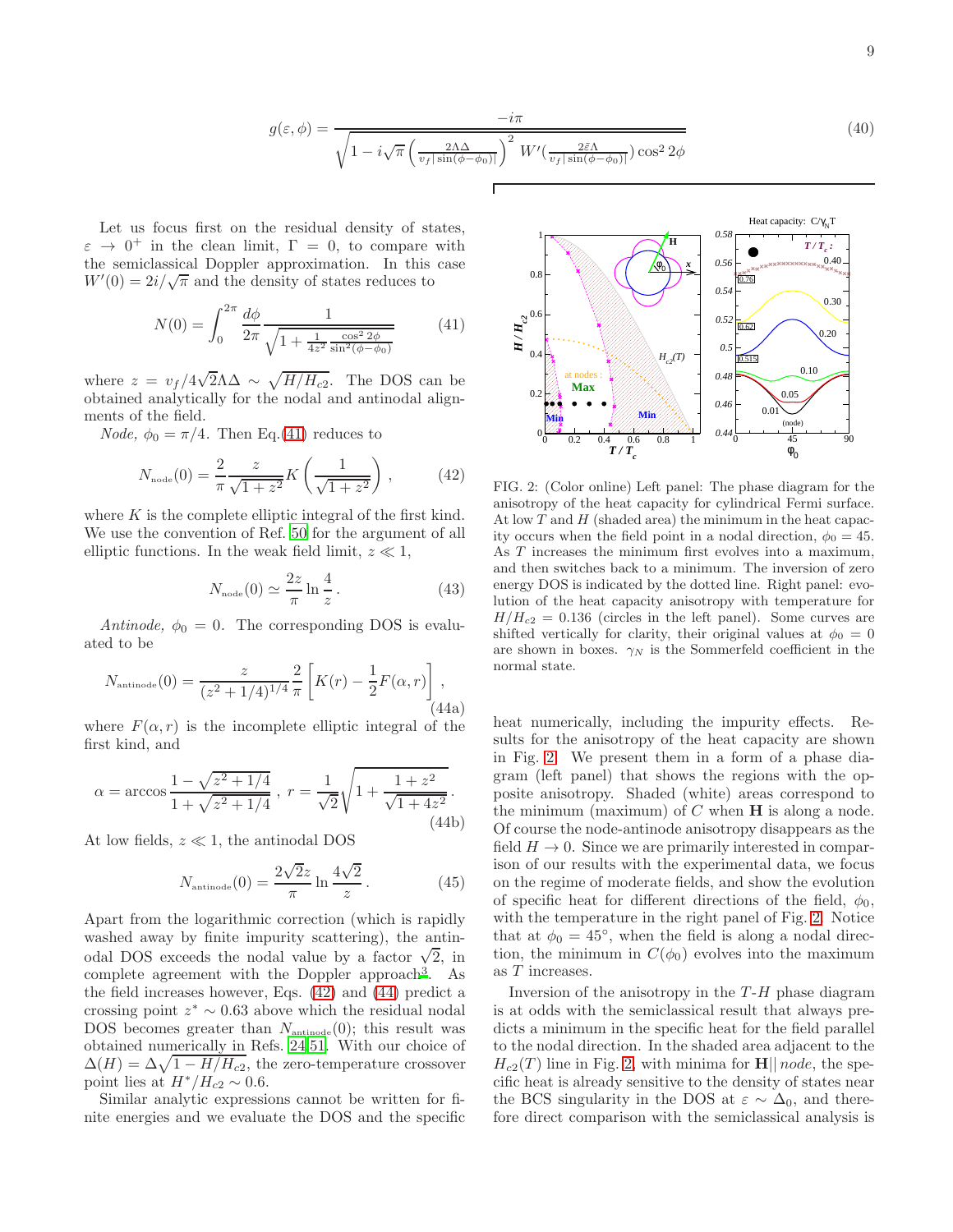$$g(\varepsilon,\phi)=\frac{-i\pi}{\sqrt{1-i\sqrt{\pi}\left(\frac{2\Lambda\Delta}{v_f|\sin(\phi-\phi_0)|}\right)^2 W'(\frac{2\tilde{\varepsilon}\Lambda}{v_f|\sin(\phi-\phi_0)|})\cos^2 2\phi}} \tag{40}$$

Let us focus first on the residual density of states, $\varepsilon \to 0^+$ in the clean limit, $\Gamma = 0$, to compare with the semiclassical Doppler approximation. In this case $W'(0) = 2i/\sqrt{\pi}$ and the density of states reduces to

$$N(0)=\int_0^{2\pi}\frac{d\phi}{2\pi}\frac{1}{\sqrt{1+\frac{1}{4z^2}\frac{\cos^2 2\phi}{\sin^2(\phi-\phi_0)}}} \tag{41}$$

where $z = v_f/4\sqrt{2}\Lambda\Delta \sim \sqrt{H/H_{c2}}$. The DOS can be obtained analytically for the nodal and antinodal alignments of the field.

*Node,* $\phi_0 = \pi/4$. Then Eq.(41) reduces to

$$N_{\text{node}}(0)=\frac{2}{\pi}\frac{z}{\sqrt{1+z^2}}K\left(\frac{1}{\sqrt{1+z^2}}\right), \tag{42}$$

where $K$ is the complete elliptic integral of the first kind. We use the convention of Ref. [50] for the argument of all elliptic functions. In the weak field limit, $z \ll 1$,

$$N_{\text{node}}(0)\simeq\frac{2z}{\pi}\ln\frac{4}{z}. \tag{43}$$

*Antinode,* $\phi_0 = 0$. The corresponding DOS is evaluated to be

$$N_{\text{antinode}}(0)=\frac{z}{(z^2+1/4)^{1/4}}\frac{2}{\pi}\left[K(r)-\frac{1}{2}F(\alpha,r)\right], \tag{44a}$$

where $F(\alpha, r)$ is the incomplete elliptic integral of the first kind, and

$$\alpha=\arccos\frac{1-\sqrt{z^2+1/4}}{1+\sqrt{z^2+1/4}}\,,\; r=\frac{1}{\sqrt{2}}\sqrt{1+\frac{1+z^2}{\sqrt{1+4z^2}}}. \tag{44b}$$

At low fields, $z \ll 1$, the antinodal DOS

$$N_{\text{antinode}}(0)=\frac{2\sqrt{2}z}{\pi}\ln\frac{4\sqrt{2}}{z}. \tag{45}$$

Apart from the logarithmic correction (which is rapidly washed away by finite impurity scattering), the antinodal DOS exceeds the nodal value by a factor $\sqrt{2}$, in complete agreement with the Doppler approach[3]. As the field increases however, Eqs. (42) and (44) predict a crossing point $z^* \sim 0.63$ above which the residual nodal DOS becomes greater than $N_{\text{antinode}}(0)$; this result was obtained numerically in Refs. [24,51]. With our choice of $\Delta(H) = \Delta\sqrt{1 - H/H_{c2}}$, the zero-temperature crossover point lies at $H^*/H_{c2} \sim 0.6$.

Similar analytic expressions cannot be written for finite energies and we evaluate the DOS and the specific heat numerically, including the impurity effects. Results for the anisotropy of the heat capacity are shown in Fig. 2. We present them in a form of a phase diagram (left panel) that shows the regions with the opposite anisotropy. Shaded (white) areas correspond to the minimum (maximum) of $C$ when $\mathbf{H}$ is along a node. Of course the node-antinode anisotropy disappears as the field $H \to 0$. Since we are primarily interested in comparison of our results with the experimental data, we focus on the regime of moderate fields, and show the evolution of specific heat for different directions of the field, $\phi_0$, with the temperature in the right panel of Fig. 2. Notice that at $\phi_0 = 45^\circ$, when the field is along a nodal direction, the minimum in $C(\phi_0)$ evolves into the maximum as $T$ increases.

FIG. 2: (Color online) Left panel: The phase diagram for the anisotropy of the heat capacity for cylindrical Fermi surface. At low $T$ and $H$ (shaded area) the minimum in the heat capacity occurs when the field point in a nodal direction, $\phi_0 = 45$. As $T$ increases the minimum first evolves into a maximum, and then switches back to a minimum. The inversion of zero energy DOS is indicated by the dotted line. Right panel: evolution of the heat capacity anisotropy with temperature for $H/H_{c2} = 0.136$ (circles in the left panel). Some curves are shifted vertically for clarity, their original values at $\phi_0 = 0$ are shown in boxes. $\gamma_N$ is the Sommerfeld coefficient in the normal state.

Inversion of the anisotropy in the $T$-$H$ phase diagram is at odds with the semiclassical result that always predicts a minimum in the specific heat for the field parallel to the nodal direction. In the shaded area adjacent to the $H_{c2}(T)$ line in Fig. 2, with minima for $\mathbf{H}||$ *node*, the specific heat is already sensitive to the density of states near the BCS singularity in the DOS at $\varepsilon \sim \Delta_0$, and therefore direct comparison with the semiclassical analysis is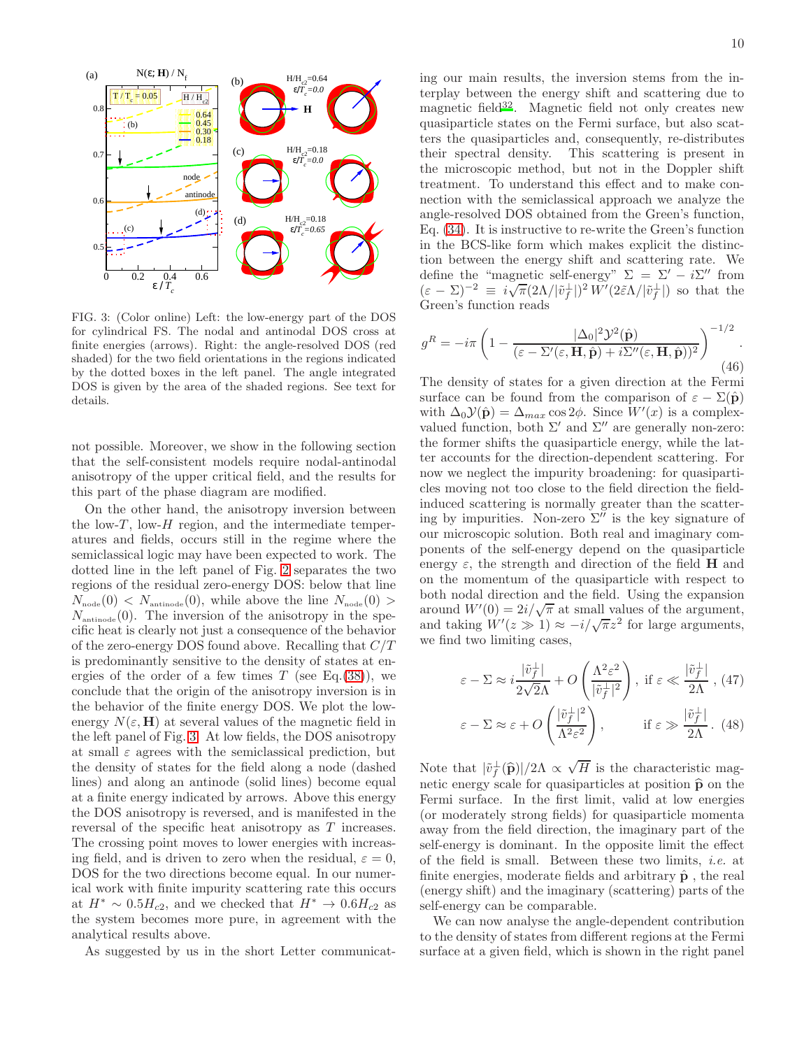FIG. 3: (Color online) Left: the low-energy part of the DOS for cylindrical FS. The nodal and antinodal DOS cross at finite energies (arrows). Right: the angle-resolved DOS (red shaded) for the two field orientations in the regions indicated by the dotted boxes in the left panel. The angle integrated DOS is given by the area of the shaded regions. See text for details.

not possible. Moreover, we show in the following section that the self-consistent models require nodal-antinodal anisotropy of the upper critical field, and the results for this part of the phase diagram are modified.

On the other hand, the anisotropy inversion between the low-$T$, low-$H$ region, and the intermediate temperatures and fields, occurs still in the regime where the semiclassical logic may have been expected to work. The dotted line in the left panel of Fig. 2 separates the two regions of the residual zero-energy DOS: below that line $N_{\text{node}}(0) < N_{\text{antinode}}(0)$, while above the line $N_{\text{node}}(0) > N_{\text{antinode}}(0)$. The inversion of the anisotropy in the specific heat is clearly not just a consequence of the behavior of the zero-energy DOS found above. Recalling that $C/T$ is predominantly sensitive to the density of states at energies of the order of a few times $T$ (see Eq.(38)), we conclude that the origin of the anisotropy inversion is in the behavior of the finite energy DOS. We plot the low-energy $N(\varepsilon, \mathbf{H})$ at several values of the magnetic field in the left panel of Fig. 3. At low fields, the DOS anisotropy at small $\varepsilon$ agrees with the semiclassical prediction, but the density of states for the field along a node (dashed lines) and along an antinode (solid lines) become equal at a finite energy indicated by arrows. Above this energy the DOS anisotropy is reversed, and is manifested in the reversal of the specific heat anisotropy as $T$ increases. The crossing point moves to lower energies with increasing field, and is driven to zero when the residual, $\varepsilon = 0$, DOS for the two directions become equal. In our numerical work with finite impurity scattering rate this occurs at $H^* \sim 0.5 H_{c2}$, and we checked that $H^* \to 0.6 H_{c2}$ as the system becomes more pure, in agreement with the analytical results above.

As suggested by us in the short Letter communicating our main results, the inversion stems from the interplay between the energy shift and scattering due to magnetic field[32]. Magnetic field not only creates new quasiparticle states on the Fermi surface, but also scatters the quasiparticles and, consequently, re-distributes their spectral density. This scattering is present in the microscopic method, but not in the Doppler shift treatment. To understand this effect and to make connection with the semiclassical approach we analyze the angle-resolved DOS obtained from the Green's function, Eq. (34). It is instructive to re-write the Green's function in the BCS-like form which makes explicit the distinction between the energy shift and scattering rate. We define the "magnetic self-energy" $\Sigma = \Sigma' - i\Sigma''$ from $(\varepsilon - \Sigma)^{-2} \equiv i\sqrt{\pi}(2\Lambda/|\tilde{v}_f^{\perp}|)^2 \, W'(2\tilde{\varepsilon}\Lambda/|\tilde{v}_f^{\perp}|)$ so that the Green's function reads

$$g^R = -i\pi \left( 1 - \frac{|\Delta_0|^2 \mathcal{Y}^2(\hat{\mathbf{p}})}{(\varepsilon - \Sigma'(\varepsilon, \mathbf{H}, \hat{\mathbf{p}}) + i\Sigma''(\varepsilon, \mathbf{H}, \hat{\mathbf{p}}))^2} \right)^{-1/2}. \tag{46}$$

The density of states for a given direction at the Fermi surface can be found from the comparison of $\varepsilon - \Sigma(\hat{\mathbf{p}})$ with $\Delta_0 \mathcal{Y}(\hat{\mathbf{p}}) = \Delta_{max} \cos 2\phi$. Since $W'(x)$ is a complex-valued function, both $\Sigma'$ and $\Sigma''$ are generally non-zero: the former shifts the quasiparticle energy, while the latter accounts for the direction-dependent scattering. For now we neglect the impurity broadening: for quasiparticles moving not too close to the field direction the field-induced scattering is normally greater than the scattering by impurities. Non-zero $\Sigma''$ is the key signature of our microscopic solution. Both real and imaginary components of the self-energy depend on the quasiparticle energy $\varepsilon$, the strength and direction of the field $\mathbf{H}$ and on the momentum of the quasiparticle with respect to both nodal direction and the field. Using the expansion around $W'(0) = 2i/\sqrt{\pi}$ at small values of the argument, and taking $W'(z \gg 1) \approx -i/\sqrt{\pi} z^2$ for large arguments, we find two limiting cases,

$$\varepsilon - \Sigma \approx i \frac{|\tilde{v}_f^{\perp}|}{2\sqrt{2}\Lambda} + O\left( \frac{\Lambda^2 \varepsilon^2}{|\tilde{v}_f^{\perp}|^2} \right), \text{ if } \varepsilon \ll \frac{|\tilde{v}_f^{\perp}|}{2\Lambda}, \tag{47}$$

$$\varepsilon - \Sigma \approx \varepsilon + O\left( \frac{|\tilde{v}_f^{\perp}|^2}{\Lambda^2 \varepsilon^2} \right), \qquad \text{if } \varepsilon \gg \frac{|\tilde{v}_f^{\perp}|}{2\Lambda}. \tag{48}$$

Note that $|\tilde{v}_f^{\perp}(\widehat{\mathbf{p}})|/2\Lambda \propto \sqrt{H}$ is the characteristic magnetic energy scale for quasiparticles at position $\widehat{\mathbf{p}}$ on the Fermi surface. In the first limit, valid at low energies (or moderately strong fields) for quasiparticle momenta away from the field direction, the imaginary part of the self-energy is dominant. In the opposite limit the effect of the field is small. Between these two limits, *i.e.* at finite energies, moderate fields and arbitrary $\hat{\mathbf{p}}$ , the real (energy shift) and the imaginary (scattering) parts of the self-energy can be comparable.

We can now analyse the angle-dependent contribution to the density of states from different regions at the Fermi surface at a given field, which is shown in the right panel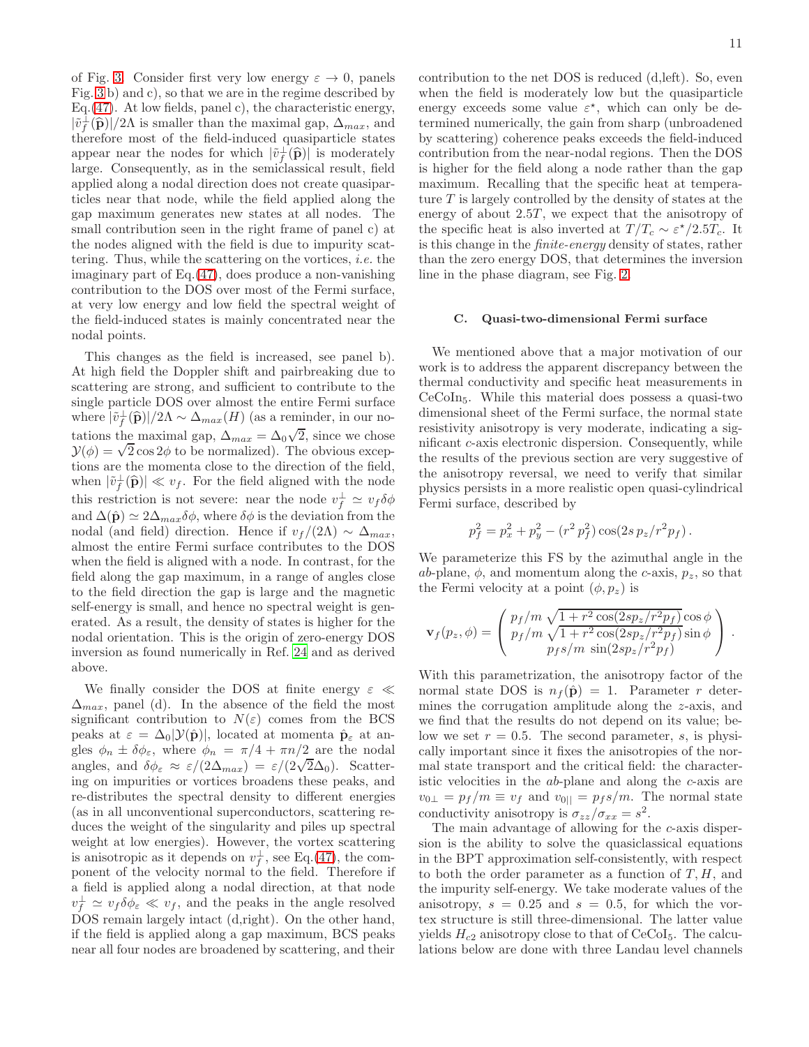of Fig. 3. Consider first very low energy $\varepsilon \to 0$, panels Fig. 3 b) and c), so that we are in the regime described by Eq.(47). At low fields, panel c), the characteristic energy, $|\tilde{v}_f^{\perp}(\hat{\mathbf{p}})|/2\Lambda$ is smaller than the maximal gap, $\Delta_{max}$, and therefore most of the field-induced quasiparticle states appear near the nodes for which $|\tilde{v}_f^{\perp}(\hat{\mathbf{p}})|$ is moderately large. Consequently, as in the semiclassical result, field applied along a nodal direction does not create quasiparticles near that node, while the field applied along the gap maximum generates new states at all nodes. The small contribution seen in the right frame of panel c) at the nodes aligned with the field is due to impurity scattering. Thus, while the scattering on the vortices, *i.e.* the imaginary part of Eq.(47), does produce a non-vanishing contribution to the DOS over most of the Fermi surface, at very low energy and low field the spectral weight of the field-induced states is mainly concentrated near the nodal points.

This changes as the field is increased, see panel b). At high field the Doppler shift and pairbreaking due to scattering are strong, and sufficient to contribute to the single particle DOS over almost the entire Fermi surface where $|\tilde{v}_f^{\perp}(\hat{\mathbf{p}})|/2\Lambda \sim \Delta_{max}(H)$ (as a reminder, in our notations the maximal gap, $\Delta_{max} = \Delta_0\sqrt{2}$, since we chose $\mathcal{Y}(\phi) = \sqrt{2}\cos 2\phi$ to be normalized). The obvious exceptions are the momenta close to the direction of the field, when $|\tilde{v}_f^{\perp}(\hat{\mathbf{p}})| \ll v_f$. For the field aligned with the node this restriction is not severe: near the node $v_f^{\perp} \simeq v_f \delta\phi$ and $\Delta(\hat{\mathbf{p}}) \simeq 2\Delta_{max}\delta\phi$, where $\delta\phi$ is the deviation from the nodal (and field) direction. Hence if $v_f/(2\Lambda) \sim \Delta_{max}$, almost the entire Fermi surface contributes to the DOS when the field is aligned with a node. In contrast, for the field along the gap maximum, in a range of angles close to the field direction the gap is large and the magnetic self-energy is small, and hence no spectral weight is generated. As a result, the density of states is higher for the nodal orientation. This is the origin of zero-energy DOS inversion as found numerically in Ref. 24 and as derived above.

We finally consider the DOS at finite energy $\varepsilon \ll \Delta_{max}$, panel (d). In the absence of the field the most significant contribution to $N(\varepsilon)$ comes from the BCS peaks at $\varepsilon = \Delta_0|\mathcal{Y}(\hat{\mathbf{p}})|$, located at momenta $\hat{\mathbf{p}}_\varepsilon$ at angles $\phi_n \pm \delta\phi_\varepsilon$, where $\phi_n = \pi/4 + \pi n/2$ are the nodal angles, and $\delta\phi_\varepsilon \approx \varepsilon/(2\Delta_{max}) = \varepsilon/(2\sqrt{2}\Delta_0)$. Scattering on impurities or vortices broadens these peaks, and re-distributes the spectral density to different energies (as in all unconventional superconductors, scattering reduces the weight of the singularity and piles up spectral weight at low energies). However, the vortex scattering is anisotropic as it depends on $v_f^{\perp}$, see Eq.(47), the component of the velocity normal to the field. Therefore if a field is applied along a nodal direction, at that node $v_f^{\perp} \simeq v_f\delta\phi_\varepsilon \ll v_f$, and the peaks in the angle resolved DOS remain largely intact (d,right). On the other hand, if the field is applied along a gap maximum, BCS peaks near all four nodes are broadened by scattering, and their contribution to the net DOS is reduced (d,left). So, even when the field is moderately low but the quasiparticle energy exceeds some value $\varepsilon^{\star}$, which can only be determined numerically, the gain from sharp (unbroadened by scattering) coherence peaks exceeds the field-induced contribution from the near-nodal regions. Then the DOS is higher for the field along a node rather than the gap maximum. Recalling that the specific heat at temperature $T$ is largely controlled by the density of states at the energy of about $2.5T$, we expect that the anisotropy of the specific heat is also inverted at $T/T_c \sim \varepsilon^{\star}/2.5T_c$. It is this change in the *finite-energy* density of states, rather than the zero energy DOS, that determines the inversion line in the phase diagram, see Fig. 2.

### C. Quasi-two-dimensional Fermi surface

We mentioned above that a major motivation of our work is to address the apparent discrepancy between the thermal conductivity and specific heat measurements in $CeCoIn_5$. While this material does possess a quasi-two dimensional sheet of the Fermi surface, the normal state resistivity anisotropy is very moderate, indicating a significant $c$-axis electronic dispersion. Consequently, while the results of the previous section are very suggestive of the anisotropy reversal, we need to verify that similar physics persists in a more realistic open quasi-cylindrical Fermi surface, described by

$$p_f^2 = p_x^2 + p_y^2 - (r^2\, p_f^2)\cos(2s\, p_z/r^2 p_f)\,.$$

We parameterize this FS by the azimuthal angle in the $ab$-plane, $\phi$, and momentum along the $c$-axis, $p_z$, so that the Fermi velocity at a point $(\phi, p_z)$ is

$$\mathbf{v}_f(p_z, \phi) = \begin{pmatrix} p_f/m\,\sqrt{1 + r^2\cos(2sp_z/r^2p_f)}\cos\phi \\ p_f/m\,\sqrt{1 + r^2\cos(2sp_z/r^2p_f)}\sin\phi \\ p_f s/m\,\sin(2sp_z/r^2p_f) \end{pmatrix}.$$

With this parametrization, the anisotropy factor of the normal state DOS is $n_f(\hat{\mathbf{p}}) = 1$. Parameter $r$ determines the corrugation amplitude along the $z$-axis, and we find that the results do not depend on its value; below we set $r = 0.5$. The second parameter, $s$, is physically important since it fixes the anisotropies of the normal state transport and the critical field: the characteristic velocities in the $ab$-plane and along the $c$-axis are $v_{0\perp} = p_f/m \equiv v_f$ and $v_{0||} = p_f s/m$. The normal state conductivity anisotropy is $\sigma_{zz}/\sigma_{xx} = s^2$.

The main advantage of allowing for the $c$-axis dispersion is the ability to solve the quasiclassical equations in the BPT approximation self-consistently, with respect to both the order parameter as a function of $T, H$, and the impurity self-energy. We take moderate values of the anisotropy, $s = 0.25$ and $s = 0.5$, for which the vortex structure is still three-dimensional. The latter value yields $H_{c2}$ anisotropy close to that of $CeCoI_5$. The calculations below are done with three Landau level channels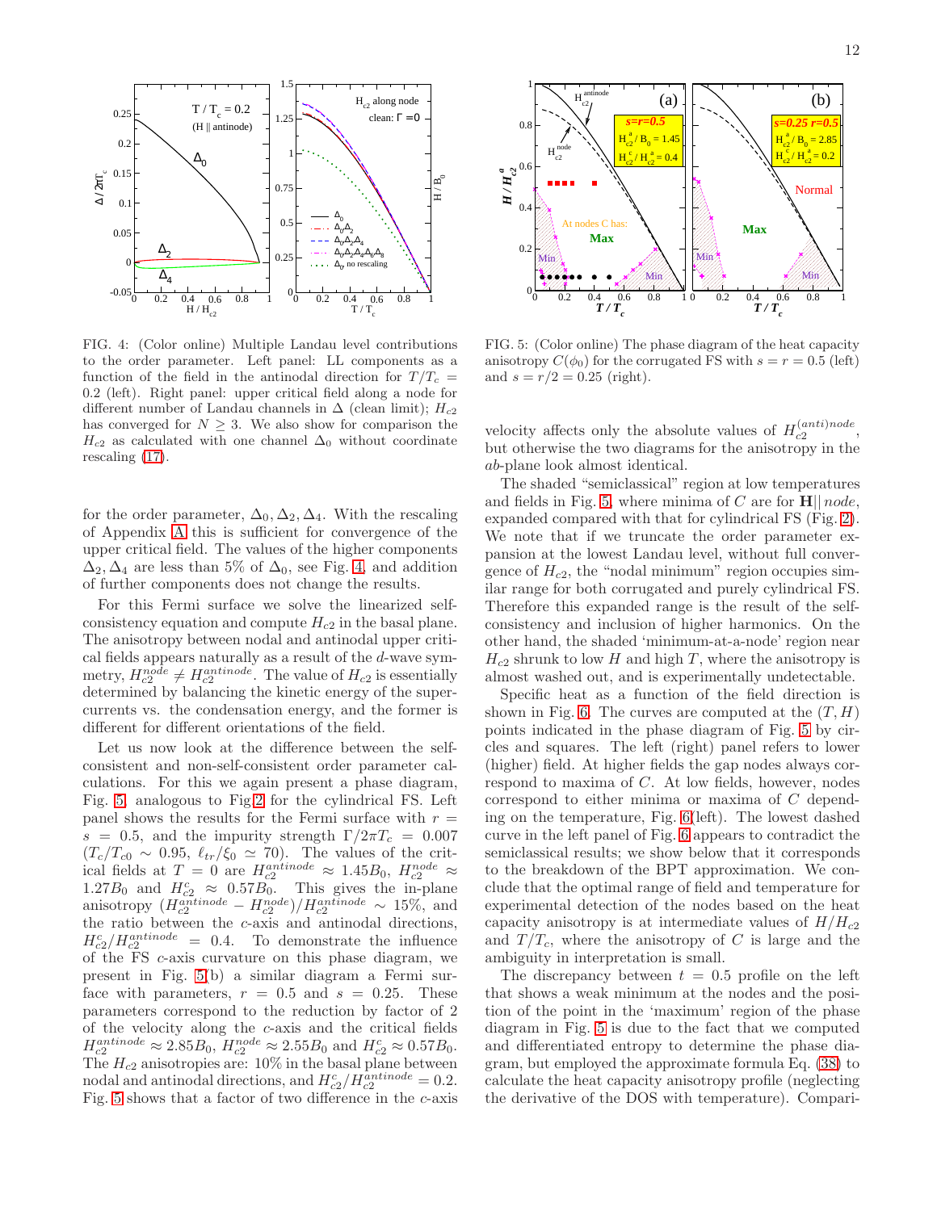FIG. 4: (Color online) Multiple Landau level contributions to the order parameter. Left panel: LL components as a function of the field in the antinodal direction for $T/T_c = 0.2$ (left). Right panel: upper critical field along a node for different number of Landau channels in $\Delta$ (clean limit); $H_{c2}$ has converged for $N \geq 3$. We also show for comparison the $H_{c2}$ as calculated with one channel $\Delta_0$ without coordinate rescaling (17).

FIG. 5: (Color online) The phase diagram of the heat capacity anisotropy $C(\phi_0)$ for the corrugated FS with $s = r = 0.5$ (left) and $s = r/2 = 0.25$ (right).

for the order parameter, $\Delta_0, \Delta_2, \Delta_4$. With the rescaling of Appendix A this is sufficient for convergence of the upper critical field. The values of the higher components $\Delta_2, \Delta_4$ are less than 5% of $\Delta_0$, see Fig. 4, and addition of further components does not change the results.

For this Fermi surface we solve the linearized self-consistency equation and compute $H_{c2}$ in the basal plane. The anisotropy between nodal and antinodal upper critical fields appears naturally as a result of the $d$-wave symmetry, $H_{c2}^{node} \neq H_{c2}^{antinode}$. The value of $H_{c2}$ is essentially determined by balancing the kinetic energy of the supercurrents vs. the condensation energy, and the former is different for different orientations of the field.

Let us now look at the difference between the self-consistent and non-self-consistent order parameter calculations. For this we again present a phase diagram, Fig. 5, analogous to Fig.2 for the cylindrical FS. Left panel shows the results for the Fermi surface with $r = s = 0.5$, and the impurity strength $\Gamma/2\pi T_c = 0.007$ ($T_c/T_{c0} \sim 0.95$, $\ell_{tr}/\xi_0 \simeq 70$). The values of the critical fields at $T = 0$ are $H_{c2}^{antinode} \approx 1.45 B_0$, $H_{c2}^{node} \approx 1.27 B_0$ and $H_{c2}^{c} \approx 0.57 B_0$. This gives the in-plane anisotropy $(H_{c2}^{antinode} - H_{c2}^{node})/H_{c2}^{antinode} \sim 15\%$, and the ratio between the $c$-axis and antinodal directions, $H_{c2}^{c}/H_{c2}^{antinode} = 0.4$. To demonstrate the influence of the FS $c$-axis curvature on this phase diagram, we present in Fig. 5(b) a similar diagram a Fermi surface with parameters, $r = 0.5$ and $s = 0.25$. These parameters correspond to the reduction by factor of 2 of the velocity along the $c$-axis and the critical fields $H_{c2}^{antinode} \approx 2.85 B_0$, $H_{c2}^{node} \approx 2.55 B_0$ and $H_{c2}^{c} \approx 0.57 B_0$. The $H_{c2}$ anisotropies are: 10% in the basal plane between nodal and antinodal directions, and $H_{c2}^{c}/H_{c2}^{antinode} = 0.2$. Fig. 5 shows that a factor of two difference in the $c$-axis velocity affects only the absolute values of $H_{c2}^{(anti)node}$, but otherwise the two diagrams for the anisotropy in the $ab$-plane look almost identical.

The shaded "semiclassical" region at low temperatures and fields in Fig. 5, where minima of $C$ are for $\mathbf{H} \| node$, expanded compared with that for cylindrical FS (Fig. 2). We note that if we truncate the order parameter expansion at the lowest Landau level, without full convergence of $H_{c2}$, the "nodal minimum" region occupies similar range for both corrugated and purely cylindrical FS. Therefore this expanded range is the result of the self-consistency and inclusion of higher harmonics. On the other hand, the shaded 'minimum-at-a-node' region near $H_{c2}$ shrunk to low $H$ and high $T$, where the anisotropy is almost washed out, and is experimentally undetectable.

Specific heat as a function of the field direction is shown in Fig. 6. The curves are computed at the $(T, H)$ points indicated in the phase diagram of Fig. 5 by circles and squares. The left (right) panel refers to lower (higher) field. At higher fields the gap nodes always correspond to maxima of $C$. At low fields, however, nodes correspond to either minima or maxima of $C$ depending on the temperature, Fig. 6(left). The lowest dashed curve in the left panel of Fig. 6 appears to contradict the semiclassical results; we show below that it corresponds to the breakdown of the BPT approximation. We conclude that the optimal range of field and temperature for experimental detection of the nodes based on the heat capacity anisotropy is at intermediate values of $H/H_{c2}$ and $T/T_c$, where the anisotropy of $C$ is large and the ambiguity in interpretation is small.

The discrepancy between $t = 0.5$ profile on the left that shows a weak minimum at the nodes and the position of the point in the 'maximum' region of the phase diagram in Fig. 5 is due to the fact that we computed and differentiated entropy to determine the phase diagram, but employed the approximate formula Eq. (38) to calculate the heat capacity anisotropy profile (neglecting the derivative of the DOS with temperature). Compari-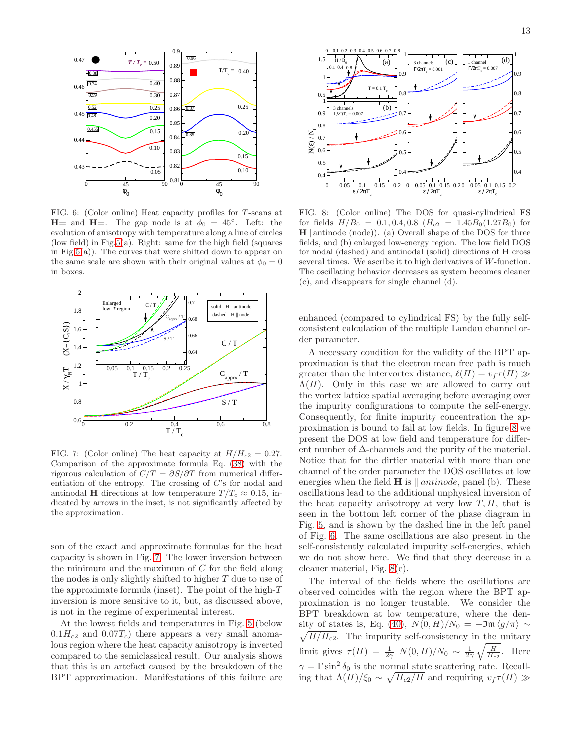FIG. 6: (Color online) Heat capacity profiles for $T$-scans at **H**= and **H**=. The gap node is at $\phi_0 = 45°$. Left: the evolution of anisotropy with temperature along a line of circles (low field) in Fig.5(a). Right: same for the high field (squares in Fig.5(a)). The curves that were shifted down to appear on the same scale are shown with their original values at $\phi_0 = 0$ in boxes.

FIG. 7: (Color online) The heat capacity at $H/H_{c2} = 0.27$. Comparison of the approximate formula Eq. (38) with the rigorous calculation of $C/T = \partial S/\partial T$ from numerical differentiation of the entropy. The crossing of $C$'s for nodal and antinodal **H** directions at low temperature $T/T_c \approx 0.15$, indicated by arrows in the inset, is not significantly affected by the approximation.

son of the exact and approximate formulas for the heat capacity is shown in Fig. 7. The lower inversion between the minimum and the maximum of $C$ for the field along the nodes is only slightly shifted to higher $T$ due to use of the approximate formula (inset). The point of the high-$T$ inversion is more sensitive to it, but, as discussed above, is not in the regime of experimental interest.

At the lowest fields and temperatures in Fig. 5 (below $0.1H_{c2}$ and $0.07T_c$) there appears a very small anomalous region where the heat capacity anisotropy is inverted compared to the semiclassical result. Our analysis shows that this is an artefact caused by the breakdown of the BPT approximation. Manifestations of this failure are

FIG. 8: (Color online) The DOS for quasi-cylindrical FS for fields $H/B_0 = 0.1, 0.4, 0.8$ ($H_{c2} = 1.45B_0(1.27B_0)$ for **H**|| antinode (node)). (a) Overall shape of the DOS for three fields, and (b) enlarged low-energy region. The low field DOS for nodal (dashed) and antinodal (solid) directions of **H** cross several times. We ascribe it to high derivatives of $W$-function. The oscillating behavior decreases as system becomes cleaner (c), and disappears for single channel (d).

enhanced (compared to cylindrical FS) by the fully self-consistent calculation of the multiple Landau channel order parameter.

A necessary condition for the validity of the BPT approximation is that the electron mean free path is much greater than the intervortex distance, $\ell(H) = v_f \tau(H) \gg \Lambda(H)$. Only in this case we are allowed to carry out the vortex lattice spatial averaging before averaging over the impurity configurations to compute the self-energy. Consequently, for finite impurity concentration the approximation is bound to fail at low fields. In figure 8 we present the DOS at low field and temperature for different number of $\Delta$-channels and the purity of the material. Notice that for the dirtier material with more than one channel of the order parameter the DOS oscillates at low energies when the field **H** is $\|$ *antinode*, panel (b). These oscillations lead to the additional unphysical inversion of the heat capacity anisotropy at very low $T, H$, that is seen in the bottom left corner of the phase diagram in Fig. 5, and is shown by the dashed line in the left panel of Fig. 6. The same oscillations are also present in the self-consistently calculated impurity self-energies, which we do not show here. We find that they decrease in a cleaner material, Fig. 8(c).

The interval of the fields where the oscillations are observed coincides with the region where the BPT approximation is no longer trustable. We consider the BPT breakdown at low temperature, where the density of states is, Eq. (40), $N(0,H)/N_0 = -\Im\mathfrak{m}\,\langle g/\pi\rangle \sim \sqrt{H/H_{c2}}$. The impurity self-consistency in the unitary limit gives $\tau(H) = \frac{1}{2\gamma}\, N(0,H)/N_0 \sim \frac{1}{2\gamma}\sqrt{\frac{H}{H_{c2}}}$. Here $\gamma = \Gamma \sin^2\delta_0$ is the normal state scattering rate. Recalling that $\Lambda(H)/\xi_0 \sim \sqrt{H_{c2}/H}$ and requiring $v_f\tau(H) \gg$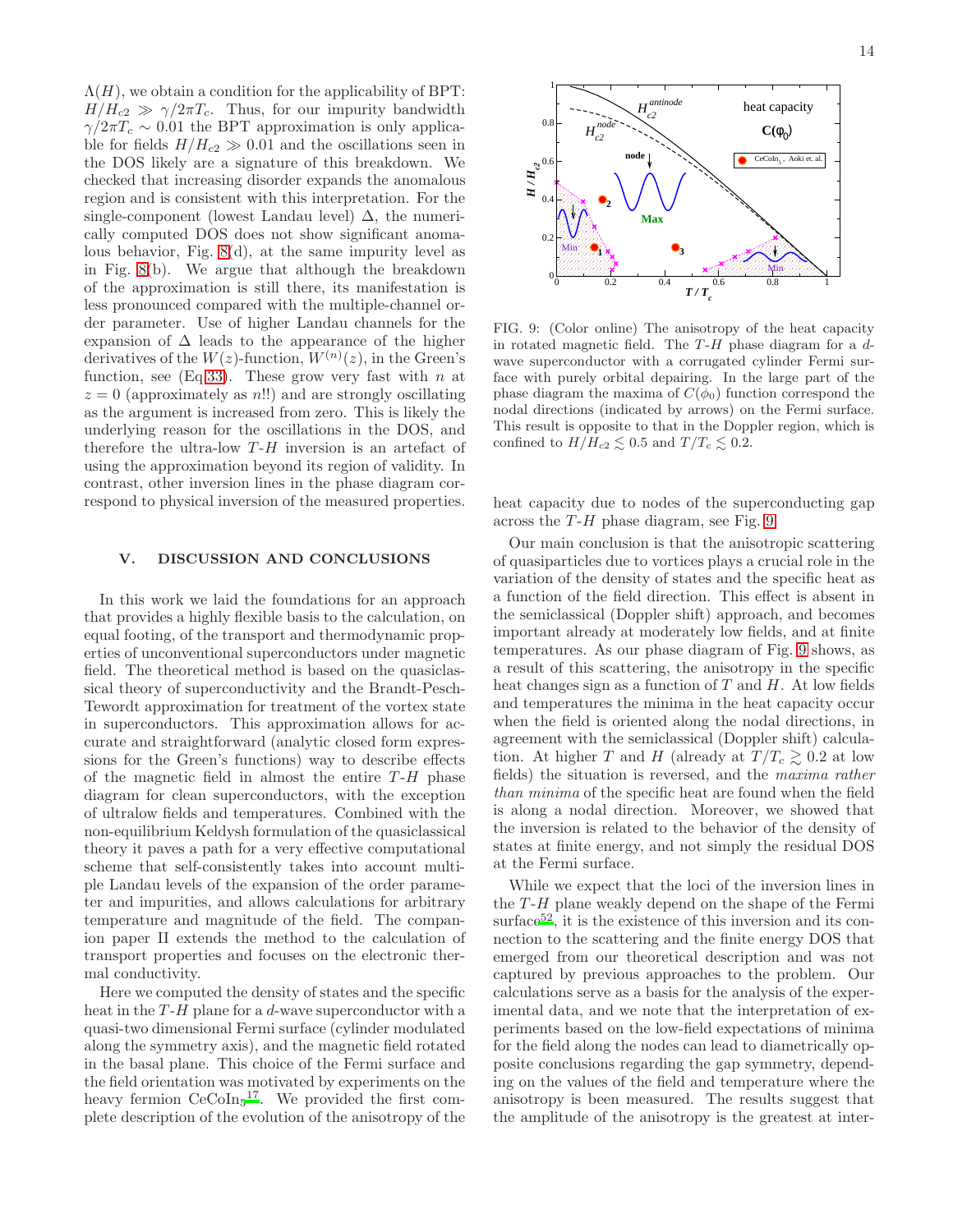$\Lambda(H)$, we obtain a condition for the applicability of BPT: $H/H_{c2} \gg \gamma/2\pi T_c$. Thus, for our impurity bandwidth $\gamma/2\pi T_c \sim 0.01$ the BPT approximation is only applicable for fields $H/H_{c2} \gg 0.01$ and the oscillations seen in the DOS likely are a signature of this breakdown. We checked that increasing disorder expands the anomalous region and is consistent with this interpretation. For the single-component (lowest Landau level) $\Delta$, the numerically computed DOS does not show significant anomalous behavior, Fig. 8(d), at the same impurity level as in Fig. 8(b). We argue that although the breakdown of the approximation is still there, its manifestation is less pronounced compared with the multiple-channel order parameter. Use of higher Landau channels for the expansion of $\Delta$ leads to the appearance of the higher derivatives of the $W(z)$-function, $W^{(n)}(z)$, in the Green's function, see (Eq.33). These grow very fast with $n$ at $z = 0$ (approximately as $n!!$) and are strongly oscillating as the argument is increased from zero. This is likely the underlying reason for the oscillations in the DOS, and therefore the ultra-low $T$-$H$ inversion is an artefact of using the approximation beyond its region of validity. In contrast, other inversion lines in the phase diagram correspond to physical inversion of the measured properties.

## V. DISCUSSION AND CONCLUSIONS

In this work we laid the foundations for an approach that provides a highly flexible basis to the calculation, on equal footing, of the transport and thermodynamic properties of unconventional superconductors under magnetic field. The theoretical method is based on the quasiclassical theory of superconductivity and the Brandt-Pesch-Tewordt approximation for treatment of the vortex state in superconductors. This approximation allows for accurate and straightforward (analytic closed form expressions for the Green's functions) way to describe effects of the magnetic field in almost the entire $T$-$H$ phase diagram for clean superconductors, with the exception of ultralow fields and temperatures. Combined with the non-equilibrium Keldysh formulation of the quasiclassical theory it paves a path for a very effective computational scheme that self-consistently takes into account multiple Landau levels of the expansion of the order parameter and impurities, and allows calculations for arbitrary temperature and magnitude of the field. The companion paper II extends the method to the calculation of transport properties and focuses on the electronic thermal conductivity.

Here we computed the density of states and the specific heat in the $T$-$H$ plane for a $d$-wave superconductor with a quasi-two dimensional Fermi surface (cylinder modulated along the symmetry axis), and the magnetic field rotated in the basal plane. This choice of the Fermi surface and the field orientation was motivated by experiments on the heavy fermion $CeCoIn_5$[17]. We provided the first complete description of the evolution of the anisotropy of the heat capacity due to nodes of the superconducting gap across the $T$-$H$ phase diagram, see Fig. 9.

FIG. 9: (Color online) The anisotropy of the heat capacity in rotated magnetic field. The $T$-$H$ phase diagram for a $d$-wave superconductor with a corrugated cylinder Fermi surface with purely orbital depairing. In the large part of the phase diagram the maxima of $C(\phi_0)$ function correspond the nodal directions (indicated by arrows) on the Fermi surface. This result is opposite to that in the Doppler region, which is confined to $H/H_{c2} \lesssim 0.5$ and $T/T_c \lesssim 0.2$.

Our main conclusion is that the anisotropic scattering of quasiparticles due to vortices plays a crucial role in the variation of the density of states and the specific heat as a function of the field direction. This effect is absent in the semiclassical (Doppler shift) approach, and becomes important already at moderately low fields, and at finite temperatures. As our phase diagram of Fig. 9 shows, as a result of this scattering, the anisotropy in the specific heat changes sign as a function of $T$ and $H$. At low fields and temperatures the minima in the heat capacity occur when the field is oriented along the nodal directions, in agreement with the semiclassical (Doppler shift) calculation. At higher $T$ and $H$ (already at $T/T_c \gtrsim 0.2$ at low fields) the situation is reversed, and the *maxima rather than minima* of the specific heat are found when the field is along a nodal direction. Moreover, we showed that the inversion is related to the behavior of the density of states at finite energy, and not simply the residual DOS at the Fermi surface.

While we expect that the loci of the inversion lines in the $T$-$H$ plane weakly depend on the shape of the Fermi surface[52], it is the existence of this inversion and its connection to the scattering and the finite energy DOS that emerged from our theoretical description and was not captured by previous approaches to the problem. Our calculations serve as a basis for the analysis of the experimental data, and we note that the interpretation of experiments based on the low-field expectations of minima for the field along the nodes can lead to diametrically opposite conclusions regarding the gap symmetry, depending on the values of the field and temperature where the anisotropy is been measured. The results suggest that the amplitude of the anisotropy is the greatest at inter-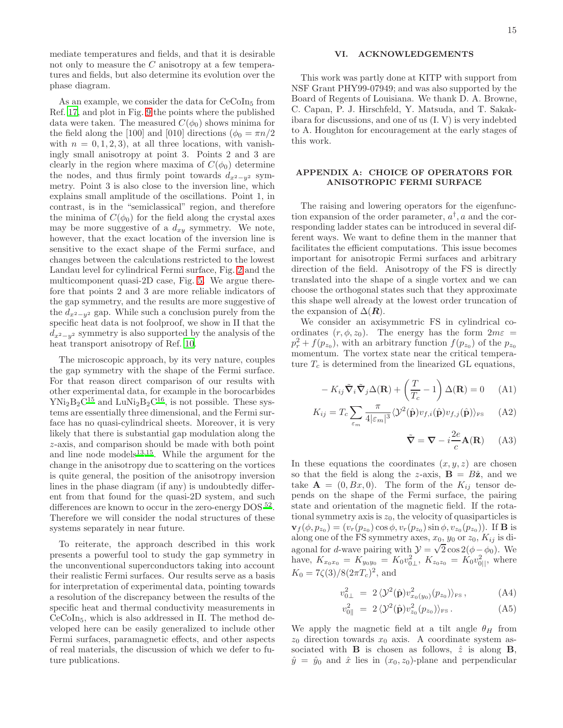mediate temperatures and fields, and that it is desirable not only to measure the $C$ anisotropy at a few temperatures and fields, but also determine its evolution over the phase diagram.

As an example, we consider the data for $CeCoIn_5$ from Ref. [17], and plot in Fig. 9 the points where the published data were taken. The measured $C(\phi_0)$ shows minima for the field along the [100] and [010] directions ($\phi_0 = \pi n/2$ with $n = 0, 1, 2, 3$), at all three locations, with vanishingly small anisotropy at point 3. Points 2 and 3 are clearly in the region where maxima of $C(\phi_0)$ determine the nodes, and thus firmly point towards $d_{x^2-y^2}$ symmetry. Point 3 is also close to the inversion line, which explains small amplitude of the oscillations. Point 1, in contrast, is in the "semiclassical" region, and therefore the minima of $C(\phi_0)$ for the field along the crystal axes may be more suggestive of a $d_{xy}$ symmetry. We note, however, that the exact location of the inversion line is sensitive to the exact shape of the Fermi surface, and changes between the calculations restricted to the lowest Landau level for cylindrical Fermi surface, Fig. 2 and the multicomponent quasi-2D case, Fig. 5. We argue therefore that points 2 and 3 are more reliable indicators of the gap symmetry, and the results are more suggestive of the $d_{x^2-y^2}$ gap. While such a conclusion purely from the specific heat data is not foolproof, we show in II that the $d_{x^2-y^2}$ symmetry is also supported by the analysis of the heat transport anisotropy of Ref. [10].

The microscopic approach, by its very nature, couples the gap symmetry with the shape of the Fermi surface. For that reason direct comparison of our results with other experimental data, for example in the borocarbides $YNi_2B_2C$[15] and $LuNi_2B_2C$[16], is not possible. These systems are essentially three dimensional, and the Fermi surface has no quasi-cylindrical sheets. Moreover, it is very likely that there is substantial gap modulation along the $z$-axis, and comparison should be made with both point and line node models[13,15]. While the argument for the change in the anisotropy due to scattering on the vortices is quite general, the position of the anisotropy inversion lines in the phase diagram (if any) is undoubtedly different from that found for the quasi-2D system, and such differences are known to occur in the zero-energy DOS[52]. Therefore we will consider the nodal structures of these systems separately in near future.

To reiterate, the approach described in this work presents a powerful tool to study the gap symmetry in the unconventional superconductors taking into account their realistic Fermi surfaces. Our results serve as a basis for interpretation of experimental data, pointing towards a resolution of the discrepancy between the results of the specific heat and thermal conductivity measurements in $CeCoIn_5$, which is also addressed in II. The method developed here can be easily generalized to include other Fermi surfaces, paramagnetic effects, and other aspects of real materials, the discussion of which we defer to future publications.

## VI. ACKNOWLEDGEMENTS

This work was partly done at KITP with support from NSF Grant PHY99-07949; and was also supported by the Board of Regents of Louisiana. We thank D. A. Browne, C. Capan, P. J. Hirschfeld, Y. Matsuda, and T. Sakakibara for discussions, and one of us (I. V) is very indebted to A. Houghton for encouragement at the early stages of this work.

## APPENDIX A: CHOICE OF OPERATORS FOR ANISOTROPIC FERMI SURFACE

The raising and lowering operators for the eigenfunction expansion of the order parameter, $a^\dagger, a$ and the corresponding ladder states can be introduced in several different ways. We want to define them in the manner that facilitates the efficient computations. This issue becomes important for anisotropic Fermi surfaces and arbitrary direction of the field. Anisotropy of the FS is directly translated into the shape of a single vortex and we can choose the orthogonal states such that they approximate this shape well already at the lowest order truncation of the expansion of $\Delta(\boldsymbol{R})$.

We consider an axisymmetric FS in cylindrical coordinates $(r, \phi, z_0)$. The energy has the form $2m\varepsilon = p_r^2 + f(p_{z_0})$, with an arbitrary function $f(p_{z_0})$ of the $p_{z_0}$ momentum. The vortex state near the critical temperature $T_c$ is determined from the linearized GL equations,

$$- K_{ij}\tilde{\boldsymbol{\nabla}}_i\tilde{\boldsymbol{\nabla}}_j\Delta(\mathbf{R}) + \left(\frac{T}{T_c} - 1\right)\Delta(\mathbf{R}) = 0 \tag{A1}$$

$$K_{ij} = T_c \sum_{\varepsilon_m} \frac{\pi}{4|\varepsilon_m|^3} \langle \mathcal{Y}^2(\hat{\mathbf{p}}) v_{f,i}(\hat{\mathbf{p}}) v_{f,j}(\hat{\mathbf{p}})\rangle_{\rm FS} \tag{A2}$$

$$\tilde{\boldsymbol{\nabla}} = \boldsymbol{\nabla} - i\frac{2e}{c}\mathbf{A}(\mathbf{R}) \tag{A3}$$

In these equations the coordinates $(x, y, z)$ are chosen so that the field is along the $z$-axis, $\mathbf{B} = B\hat{\mathbf{z}}$, and we take $\mathbf{A} = (0, Bx, 0)$. The form of the $K_{ij}$ tensor depends on the shape of the Fermi surface, the pairing state and orientation of the magnetic field. If the rotational symmetry axis is $z_0$, the velocity of quasiparticles is $\mathbf{v}_f(\phi, p_{z_0}) = (v_r(p_{z_0})\cos\phi, v_r(p_{z_0})\sin\phi, v_{z_0}(p_{z_0}))$. If $\mathbf{B}$ is along one of the FS symmetry axes, $x_0$, $y_0$ or $z_0$, $K_{ij}$ is diagonal for $d$-wave pairing with $\mathcal{Y} = \sqrt{2}\cos 2(\phi - \phi_0)$. We have, $K_{x_0x_0} = K_{y_0y_0} = K_0 v_{0\perp}^2$, $K_{z_0z_0} = K_0 v_{0||}^2$, where $K_0 = 7\zeta(3)/8(2\pi T_c)^2$, and

$$v_{0\perp}^2 = 2\,\langle \mathcal{Y}^2(\hat{\mathbf{p}}) v_{x_0(y_0)}^2(p_{z_0})\rangle_{\rm FS}\,, \tag{A4}$$

$$v_{0||}^2 = 2\,\langle \mathcal{Y}^2(\hat{\mathbf{p}}) v_{z_0}^2(p_{z_0})\rangle_{\rm FS}\,. \tag{A5}$$

We apply the magnetic field at a tilt angle $\theta_H$ from $z_0$ direction towards $x_0$ axis. A coordinate system associated with $\mathbf{B}$ is chosen as follows, $\hat{z}$ is along $\mathbf{B}$, $\hat{y} = \hat{y}_0$ and $\hat{x}$ lies in $(x_0, z_0)$-plane and perpendicular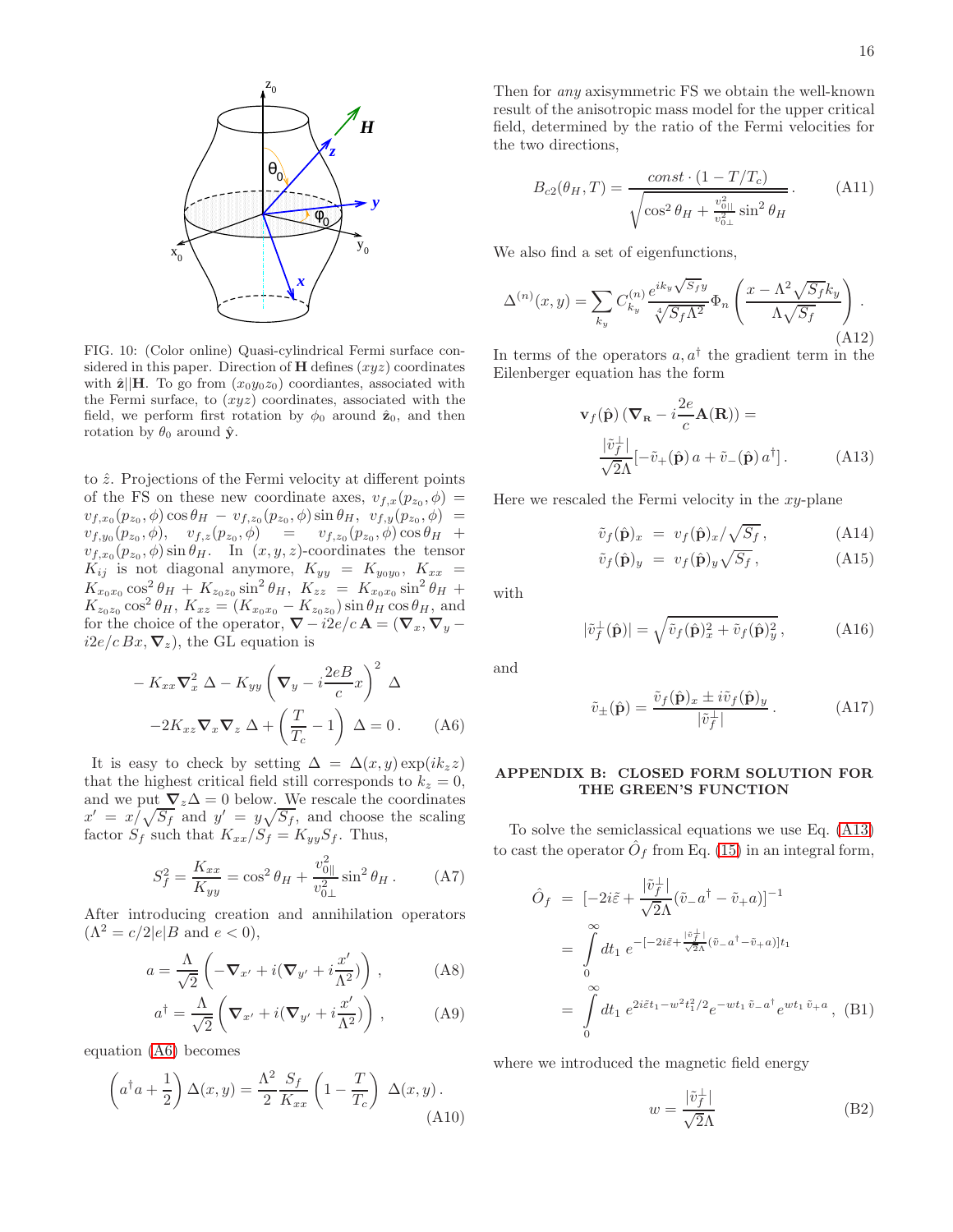FIG. 10: (Color online) Quasi-cylindrical Fermi surface considered in this paper. Direction of $\mathbf{H}$ defines $(xyz)$ coordinates with $\hat{\mathbf{z}}\|\mathbf{H}$. To go from $(x_0y_0z_0)$ coordiantes, associated with the Fermi surface, to $(xyz)$ coordinates, associated with the field, we perform first rotation by $\phi_0$ around $\hat{\mathbf{z}}_0$, and then rotation by $\theta_0$ around $\hat{\mathbf{y}}$.

to $\hat{z}$. Projections of the Fermi velocity at different points of the FS on these new coordinate axes, $v_{f,x}(p_{z_0},\phi) = v_{f,x_0}(p_{z_0},\phi)\cos\theta_H - v_{f,z_0}(p_{z_0},\phi)\sin\theta_H$, $v_{f,y}(p_{z_0},\phi) = v_{f,y_0}(p_{z_0},\phi)$, $v_{f,z}(p_{z_0},\phi) = v_{f,z_0}(p_{z_0},\phi)\cos\theta_H + v_{f,x_0}(p_{z_0},\phi)\sin\theta_H$. In $(x,y,z)$-coordinates the tensor $K_{ij}$ is not diagonal anymore, $K_{yy} = K_{y_0y_0}$, $K_{xx} = K_{x_0x_0}\cos^2\theta_H + K_{z_0z_0}\sin^2\theta_H$, $K_{zz} = K_{x_0x_0}\sin^2\theta_H + K_{z_0z_0}\cos^2\theta_H$, $K_{xz} = (K_{x_0x_0} - K_{z_0z_0})\sin\theta_H\cos\theta_H$, and for the choice of the operator, $\nabla - i2e/c\,\mathbf{A} = (\nabla_x, \nabla_y - i2e/c\,Bx, \nabla_z)$, the GL equation is

$$
\begin{aligned}
&-K_{xx}\nabla_x^2\,\Delta - K_{yy}\left(\nabla_y - i\frac{2eB}{c}x\right)^2\,\Delta \\
&-2K_{xz}\nabla_x\nabla_z\,\Delta + \left(\frac{T}{T_c}-1\right)\,\Delta = 0\,. \qquad \text{(A6)}
\end{aligned}
$$

It is easy to check by setting $\Delta = \Delta(x,y)\exp(ik_z z)$ that the highest critical field still corresponds to $k_z = 0$, and we put $\nabla_z\Delta = 0$ below. We rescale the coordinates $x' = x/\sqrt{S_f}$ and $y' = y\sqrt{S_f}$, and choose the scaling factor $S_f$ such that $K_{xx}/S_f = K_{yy}S_f$. Thus,

$$
S_f^2 = \frac{K_{xx}}{K_{yy}} = \cos^2\theta_H + \frac{v_{0\|}^2}{v_{0\perp}^2}\sin^2\theta_H\,. \qquad \text{(A7)}
$$

After introducing creation and annihilation operators ($\Lambda^2 = c/2|e|B$ and $e<0$),

$$
a = \frac{\Lambda}{\sqrt{2}}\left(-\nabla_{x'} + i(\nabla_{y'} + i\frac{x'}{\Lambda^2})\right)\,, \qquad \text{(A8)}
$$

$$
a^\dagger = \frac{\Lambda}{\sqrt{2}}\left(\nabla_{x'} + i(\nabla_{y'} + i\frac{x'}{\Lambda^2})\right)\,, \qquad \text{(A9)}
$$

equation (A6) becomes

$$
\left(a^\dagger a + \frac{1}{2}\right)\Delta(x,y) = \frac{\Lambda^2}{2}\frac{S_f}{K_{xx}}\left(1-\frac{T}{T_c}\right)\,\Delta(x,y)\,. \qquad \text{(A10)}
$$

Then for *any* axisymmetric FS we obtain the well-known result of the anisotropic mass model for the upper critical field, determined by the ratio of the Fermi velocities for the two directions,

$$
B_{c2}(\theta_H, T) = \frac{const\cdot(1-T/T_c)}{\sqrt{\cos^2\theta_H + \frac{v_{0\|}^2}{v_{0\perp}^2}\sin^2\theta_H}}\,. \qquad \text{(A11)}
$$

We also find a set of eigenfunctions,

$$
\Delta^{(n)}(x,y) = \sum_{k_y} C^{(n)}_{k_y}\frac{e^{ik_y\sqrt{S_f}y}}{\sqrt[4]{S_f\Lambda^2}}\Phi_n\left(\frac{x-\Lambda^2\sqrt{S_f}k_y}{\Lambda\sqrt{S_f}}\right)\,. \qquad \text{(A12)}
$$

In terms of the operators $a, a^\dagger$ the gradient term in the Eilenberger equation has the form

$$
\begin{aligned}
&\mathbf{v}_f(\hat{\mathbf{p}})\left(\nabla_{\mathbf{R}} - i\frac{2e}{c}\mathbf{A}(\mathbf{R})\right) = \\
&\qquad \frac{|\tilde{v}_f^\perp|}{\sqrt{2}\Lambda}[-\tilde{v}_+(\hat{\mathbf{p}})\,a + \tilde{v}_-(\hat{\mathbf{p}})\,a^\dagger]\,. \qquad \text{(A13)}
\end{aligned}
$$

Here we rescaled the Fermi velocity in the $xy$-plane

$$
\begin{aligned}
\tilde{v}_f(\hat{\mathbf{p}})_x &= v_f(\hat{\mathbf{p}})_x/\sqrt{S_f}\,, &\text{(A14)}\\
\tilde{v}_f(\hat{\mathbf{p}})_y &= v_f(\hat{\mathbf{p}})_y\sqrt{S_f}\,, &\text{(A15)}
\end{aligned}
$$

with

$$
|\tilde{v}_f^\perp(\hat{\mathbf{p}})| = \sqrt{\tilde{v}_f(\hat{\mathbf{p}})_x^2 + \tilde{v}_f(\hat{\mathbf{p}})_y^2}\,, \qquad \text{(A16)}
$$

and

$$
\tilde{v}_\pm(\hat{\mathbf{p}}) = \frac{\tilde{v}_f(\hat{\mathbf{p}})_x \pm i\tilde{v}_f(\hat{\mathbf{p}})_y}{|\tilde{v}_f^\perp|}\,. \qquad \text{(A17)}
$$

## APPENDIX B: CLOSED FORM SOLUTION FOR THE GREEN'S FUNCTION

To solve the semiclassical equations we use Eq. (A13) to cast the operator $\hat{O}_f$ from Eq. (15) in an integral form,

$$
\begin{aligned}
\hat{O}_f &= [-2i\tilde{\varepsilon} + \frac{|\tilde{v}_f^\perp|}{\sqrt{2}\Lambda}(\tilde{v}_- a^\dagger - \tilde{v}_+ a)]^{-1} \\
&= \int_0^\infty dt_1\, e^{-[-2i\tilde{\varepsilon} + \frac{|\tilde{v}_f^\perp|}{\sqrt{2}\Lambda}(\tilde{v}_- a^\dagger - \tilde{v}_+ a)]t_1} \\
&= \int_0^\infty dt_1\, e^{2i\tilde{\varepsilon}t_1 - w^2t_1^2/2} e^{-wt_1\,\tilde{v}_- a^\dagger} e^{wt_1\,\tilde{v}_+ a}\,, \qquad \text{(B1)}
\end{aligned}
$$

where we introduced the magnetic field energy

$$
w = \frac{|\tilde{v}_f^\perp|}{\sqrt{2}\Lambda} \qquad \text{(B2)}
$$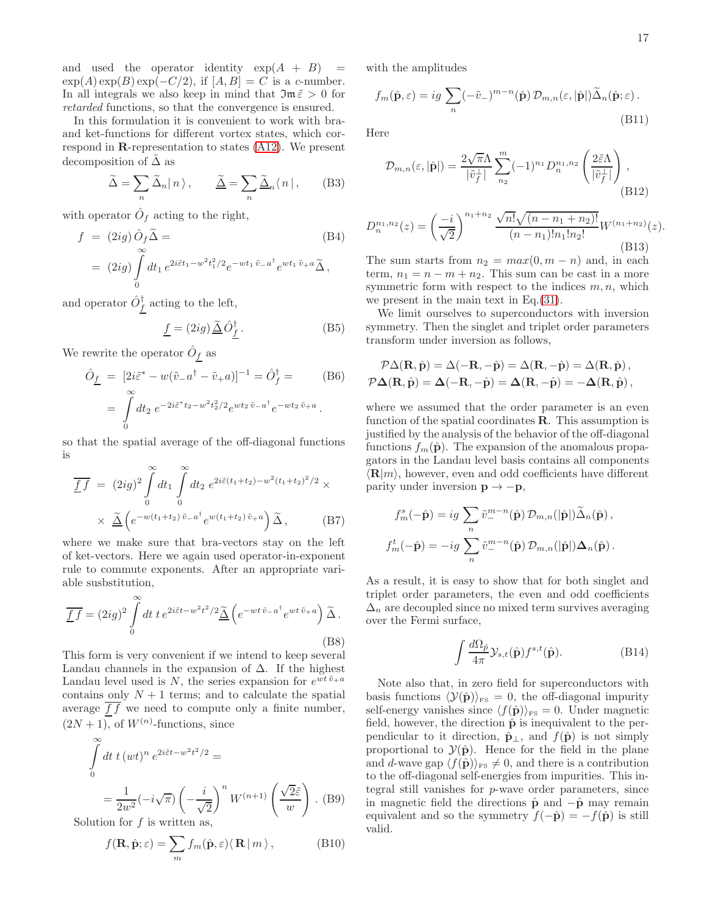and used the operator identity $\exp(A + B) = \exp(A)\exp(B)\exp(-C/2)$, if $[A, B] = C$ is a $c$-number. In all integrals we also keep in mind that $\mathfrak{Im}\,\tilde{\varepsilon} > 0$ for *retarded* functions, so that the convergence is ensured.

In this formulation it is convenient to work with bra- and ket-functions for different vortex states, which correspond in $\mathbf{R}$-representation to states (A12). We present decomposition of $\tilde{\Delta}$ as

$$\widetilde{\Delta} = \sum_n \widetilde{\Delta}_n |\, n\,\rangle\,, \qquad \underline{\widetilde{\Delta}} = \sum_n \underline{\widetilde{\Delta}}_n \langle\, n\,|\,, \tag{B3}$$

with operator $\hat{O}_f$ acting to the right,

$$\begin{aligned} f &= (2ig)\,\hat{O}_f\widetilde{\Delta} = \qquad\qquad\qquad\qquad (B4)\\ &= (2ig)\int_0^\infty dt_1\, e^{2i\tilde{\varepsilon}t_1 - w^2t_1^2/2} e^{-wt_1\,\tilde{v}_- a^\dagger} e^{wt_1\,\tilde{v}_+ a}\widetilde{\Delta}\,, \end{aligned}$$

and operator $\hat{O}^\dagger_{\underline{f}}$ acting to the left,

$$\underline{f} = (2ig)\,\underline{\widetilde{\Delta}}\,\hat{O}^\dagger_{\underline{f}}\,. \tag{B5}$$

We rewrite the operator $\hat{O}_{\underline{f}}$ as

$$\begin{aligned} \hat{O}_{\underline{f}} &= [2i\tilde{\varepsilon}^* - w(\tilde{v}_- a^\dagger - \tilde{v}_+ a)]^{-1} = \hat{O}^\dagger_f = \qquad (B6)\\ &= \int_0^\infty dt_2\, e^{-2i\tilde{\varepsilon}^* t_2 - w^2t_2^2/2} e^{wt_2\,\tilde{v}_- a^\dagger} e^{-wt_2\,\tilde{v}_+ a}\,. \end{aligned}$$

so that the spatial average of the off-diagonal functions is

$$\begin{aligned} \overline{\underline{f}\,f} &= (2ig)^2 \int_0^\infty dt_1 \int_0^\infty dt_2\, e^{2i\tilde{\varepsilon}(t_1+t_2) - w^2(t_1+t_2)^2/2} \times \\ &\times\ \underline{\widetilde{\Delta}}\left(e^{-w(t_1+t_2)\,\tilde{v}_- a^\dagger} e^{w(t_1+t_2)\,\tilde{v}_+ a}\right)\widetilde{\Delta}\,, \qquad (B7) \end{aligned}$$

where we make sure that bra-vectors stay on the left of ket-vectors. Here we again used operator-in-exponent rule to commute exponents. After an appropriate variable susbstitution,

$$\overline{\underline{f}\,f} = (2ig)^2 \int_0^\infty dt\; t\, e^{2i\tilde{\varepsilon}t - w^2t^2/2}\, \underline{\widetilde{\Delta}}\left(e^{-wt\,\tilde{v}_- a^\dagger} e^{wt\,\tilde{v}_+ a}\right)\widetilde{\Delta}\,. \tag{B8}$$

This form is very convenient if we intend to keep several Landau channels in the expansion of $\Delta$. If the highest Landau level used is $N$, the series expansion for $e^{wt\,\tilde{v}_+ a}$ contains only $N+1$ terms; and to calculate the spatial average $\overline{\underline{f}\,f}$ we need to compute only a finite number, $(2N+1)$, of $W^{(n)}$-functions, since

$$\begin{aligned} &\int_0^\infty dt\; t\,(wt)^n\, e^{2i\tilde{\varepsilon}t - w^2t^2/2} = \\ &= \frac{1}{2w^2}(-i\sqrt{\pi})\left(-\frac{i}{\sqrt{2}}\right)^n W^{(n+1)}\left(\frac{\sqrt{2}\tilde{\varepsilon}}{w}\right)\,. \qquad (B9) \end{aligned}$$

Solution for $f$ is written as,

$$f(\mathbf{R}, \hat{\mathbf{p}}; \varepsilon) = \sum_m f_m(\hat{\mathbf{p}}, \varepsilon)\langle\, \mathbf{R}\,|\, m\,\rangle\,, \tag{B10}$$

with the amplitudes

$$f_m(\hat{\mathbf{p}}, \varepsilon) = ig \sum_n (-\tilde{v}_-)^{m-n}(\hat{\mathbf{p}})\,\mathcal{D}_{m,n}(\varepsilon, |\hat{\mathbf{p}}|)\widetilde{\Delta}_n(\hat{\mathbf{p}}; \varepsilon)\,. \tag{B11}$$

Here

$$\mathcal{D}_{m,n}(\varepsilon, |\hat{\mathbf{p}}|) = \frac{2\sqrt{\pi}\Lambda}{|\tilde{v}^\perp_f|}\sum_{n_2}^{m}(-1)^{n_1} D^{n_1,n_2}_n\left(\frac{2\tilde{\varepsilon}\Lambda}{|\tilde{v}^\perp_f|}\right)\,, \tag{B12}$$

$$D^{n_1,n_2}_n(z) = \left(\frac{-i}{\sqrt{2}}\right)^{n_1+n_2} \frac{\sqrt{n!}\sqrt{(n-n_1+n_2)!}}{(n-n_1)!\,n_1!\,n_2!} W^{(n_1+n_2)}(z). \tag{B13}$$

The sum starts from $n_2 = max(0, m-n)$ and, in each term, $n_1 = n - m + n_2$. This sum can be cast in a more symmetric form with respect to the indices $m, n$, which we present in the main text in Eq.(31).

We limit ourselves to superconductors with inversion symmetry. Then the singlet and triplet order parameters transform under inversion as follows,

$$\begin{aligned} \mathcal{P}\Delta(\mathbf{R}, \hat{\mathbf{p}}) &= \Delta(-\mathbf{R}, -\hat{\mathbf{p}}) = \Delta(\mathbf{R}, -\hat{\mathbf{p}}) = \Delta(\mathbf{R}, \hat{\mathbf{p}})\,,\\ \mathcal{P}\boldsymbol{\Delta}(\mathbf{R}, \hat{\mathbf{p}}) &= \boldsymbol{\Delta}(-\mathbf{R}, -\hat{\mathbf{p}}) = \boldsymbol{\Delta}(\mathbf{R}, -\hat{\mathbf{p}}) = -\boldsymbol{\Delta}(\mathbf{R}, \hat{\mathbf{p}})\,, \end{aligned}$$

where we assumed that the order parameter is an even function of the spatial coordinates $\mathbf{R}$. This assumption is justified by the analysis of the behavior of the off-diagonal functions $f_m(\hat{\mathbf{p}})$. The expansion of the anomalous propagators in the Landau level basis contains all components $\langle \mathbf{R}|m\rangle$, however, even and odd coefficients have different parity under inversion $\mathbf{p} \to -\mathbf{p}$,

$$\begin{aligned} f^s_m(-\hat{\mathbf{p}}) &= ig \sum_n \tilde{v}_-^{m-n}(\hat{\mathbf{p}})\,\mathcal{D}_{m,n}(|\hat{\mathbf{p}}|)\widetilde{\Delta}_n(\hat{\mathbf{p}})\,,\\ f^t_m(-\hat{\mathbf{p}}) &= -ig \sum_n \tilde{v}_-^{m-n}(\hat{\mathbf{p}})\,\mathcal{D}_{m,n}(|\hat{\mathbf{p}}|)\boldsymbol{\Delta}_n(\hat{\mathbf{p}})\,. \end{aligned}$$

As a result, it is easy to show that for both singlet and triplet order parameters, the even and odd coefficients $\Delta_n$ are decoupled since no mixed term survives averaging over the Fermi surface,

$$\int \frac{d\Omega_{\hat{p}}}{4\pi}\mathcal{Y}_{s,t}(\hat{\mathbf{p}})f^{s,t}(\hat{\mathbf{p}}). \tag{B14}$$

Note also that, in zero field for superconductors with basis functions $\langle\mathcal{Y}(\hat{\mathbf{p}})\rangle_{\text{FS}} = 0$, the off-diagonal impurity self-energy vanishes since $\langle f(\hat{\mathbf{p}})\rangle_{\text{FS}} = 0$. Under magnetic field, however, the direction $\hat{\mathbf{p}}$ is inequivalent to the perpendicular to it direction, $\hat{\mathbf{p}}_\perp$, and $f(\hat{\mathbf{p}})$ is not simply proportional to $\mathcal{Y}(\hat{\mathbf{p}})$. Hence for the field in the plane and $d$-wave gap $\langle f(\hat{\mathbf{p}})\rangle_{\text{FS}} \neq 0$, and there is a contribution to the off-diagonal self-energies from impurities. This integral still vanishes for $p$-wave order parameters, since in magnetic field the directions $\hat{\mathbf{p}}$ and $-\hat{\mathbf{p}}$ may remain equivalent and so the symmetry $f(-\hat{\mathbf{p}}) = -f(\hat{\mathbf{p}})$ is still valid.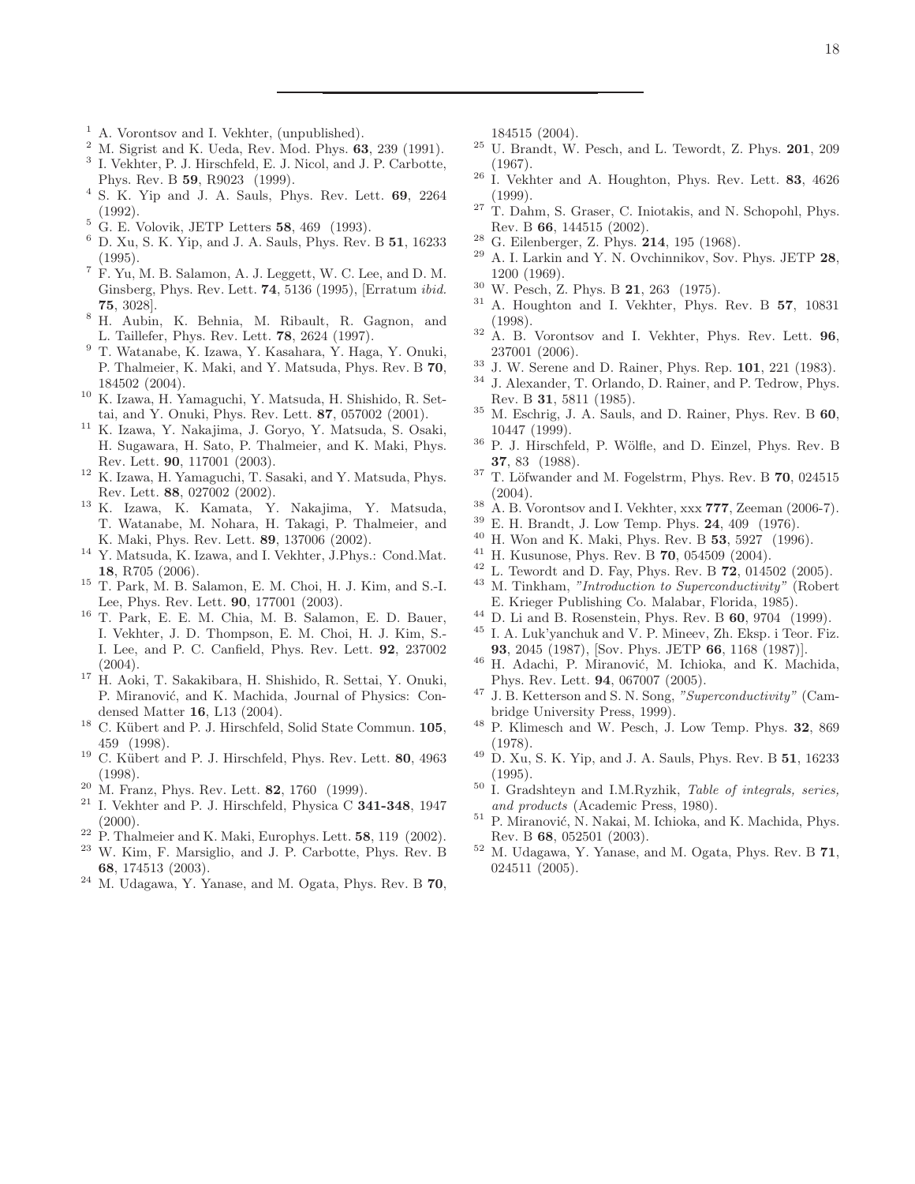[1] A. Vorontsov and I. Vekhter, (unpublished).

[2] M. Sigrist and K. Ueda, Rev. Mod. Phys. **63**, 239 (1991).

[3] I. Vekhter, P. J. Hirschfeld, E. J. Nicol, and J. P. Carbotte, Phys. Rev. B **59**, R9023 (1999).

[4] S. K. Yip and J. A. Sauls, Phys. Rev. Lett. **69**, 2264 (1992).

[5] G. E. Volovik, JETP Letters **58**, 469 (1993).

[6] D. Xu, S. K. Yip, and J. A. Sauls, Phys. Rev. B **51**, 16233 (1995).

[7] F. Yu, M. B. Salamon, A. J. Leggett, W. C. Lee, and D. M. Ginsberg, Phys. Rev. Lett. **74**, 5136 (1995), [Erratum *ibid.* **75**, 3028].

[8] H. Aubin, K. Behnia, M. Ribault, R. Gagnon, and L. Taillefer, Phys. Rev. Lett. **78**, 2624 (1997).

[9] T. Watanabe, K. Izawa, Y. Kasahara, Y. Haga, Y. Onuki, P. Thalmeier, K. Maki, and Y. Matsuda, Phys. Rev. B **70**, 184502 (2004).

[10] K. Izawa, H. Yamaguchi, Y. Matsuda, H. Shishido, R. Settai, and Y. Onuki, Phys. Rev. Lett. **87**, 057002 (2001).

[11] K. Izawa, Y. Nakajima, J. Goryo, Y. Matsuda, S. Osaki, H. Sugawara, H. Sato, P. Thalmeier, and K. Maki, Phys. Rev. Lett. **90**, 117001 (2003).

[12] K. Izawa, H. Yamaguchi, T. Sasaki, and Y. Matsuda, Phys. Rev. Lett. **88**, 027002 (2002).

[13] K. Izawa, K. Kamata, Y. Nakajima, Y. Matsuda, T. Watanabe, M. Nohara, H. Takagi, P. Thalmeier, and K. Maki, Phys. Rev. Lett. **89**, 137006 (2002).

[14] Y. Matsuda, K. Izawa, and I. Vekhter, J.Phys.: Cond.Mat. **18**, R705 (2006).

[15] T. Park, M. B. Salamon, E. M. Choi, H. J. Kim, and S.-I. Lee, Phys. Rev. Lett. **90**, 177001 (2003).

[16] T. Park, E. E. M. Chia, M. B. Salamon, E. D. Bauer, I. Vekhter, J. D. Thompson, E. M. Choi, H. J. Kim, S.-I. Lee, and P. C. Canfield, Phys. Rev. Lett. **92**, 237002 (2004).

[17] H. Aoki, T. Sakakibara, H. Shishido, R. Settai, Y. Onuki, P. Miranović, and K. Machida, Journal of Physics: Condensed Matter **16**, L13 (2004).

[18] C. Kübert and P. J. Hirschfeld, Solid State Commun. **105**, 459 (1998).

[19] C. Kübert and P. J. Hirschfeld, Phys. Rev. Lett. **80**, 4963 (1998).

[20] M. Franz, Phys. Rev. Lett. **82**, 1760 (1999).

[21] I. Vekhter and P. J. Hirschfeld, Physica C **341-348**, 1947 (2000).

[22] P. Thalmeier and K. Maki, Europhys. Lett. **58**, 119 (2002).

[23] W. Kim, F. Marsiglio, and J. P. Carbotte, Phys. Rev. B **68**, 174513 (2003).

[24] M. Udagawa, Y. Yanase, and M. Ogata, Phys. Rev. B **70**, 184515 (2004).

[25] U. Brandt, W. Pesch, and L. Tewordt, Z. Phys. **201**, 209 (1967).

[26] I. Vekhter and A. Houghton, Phys. Rev. Lett. **83**, 4626 (1999).

[27] T. Dahm, S. Graser, C. Iniotakis, and N. Schopohl, Phys. Rev. B **66**, 144515 (2002).

[28] G. Eilenberger, Z. Phys. **214**, 195 (1968).

[29] A. I. Larkin and Y. N. Ovchinnikov, Sov. Phys. JETP **28**, 1200 (1969).

[30] W. Pesch, Z. Phys. B **21**, 263 (1975).

[31] A. Houghton and I. Vekhter, Phys. Rev. B **57**, 10831 (1998).

[32] A. B. Vorontsov and I. Vekhter, Phys. Rev. Lett. **96**, 237001 (2006).

[33] J. W. Serene and D. Rainer, Phys. Rep. **101**, 221 (1983).

[34] J. Alexander, T. Orlando, D. Rainer, and P. Tedrow, Phys. Rev. B **31**, 5811 (1985).

[35] M. Eschrig, J. A. Sauls, and D. Rainer, Phys. Rev. B **60**, 10447 (1999).

[36] P. J. Hirschfeld, P. Wölfle, and D. Einzel, Phys. Rev. B **37**, 83 (1988).

[37] T. Löfwander and M. Fogelstrm, Phys. Rev. B **70**, 024515 (2004).

[38] A. B. Vorontsov and I. Vekhter, xxx **777**, Zeeman (2006-7).

[39] E. H. Brandt, J. Low Temp. Phys. **24**, 409 (1976).

[40] H. Won and K. Maki, Phys. Rev. B **53**, 5927 (1996).

[41] H. Kusunose, Phys. Rev. B **70**, 054509 (2004).

[42] L. Tewordt and D. Fay, Phys. Rev. B **72**, 014502 (2005).

[43] M. Tinkham, *"Introduction to Superconductivity"* (Robert E. Krieger Publishing Co. Malabar, Florida, 1985).

[44] D. Li and B. Rosenstein, Phys. Rev. B **60**, 9704 (1999).

[45] I. A. Luk'yanchuk and V. P. Mineev, Zh. Eksp. i Teor. Fiz. **93**, 2045 (1987), [Sov. Phys. JETP **66**, 1168 (1987)].

[46] H. Adachi, P. Miranović, M. Ichioka, and K. Machida, Phys. Rev. Lett. **94**, 067007 (2005).

[47] J. B. Ketterson and S. N. Song, *"Superconductivity"* (Cambridge University Press, 1999).

[48] P. Klimesch and W. Pesch, J. Low Temp. Phys. **32**, 869 (1978).

[49] D. Xu, S. K. Yip, and J. A. Sauls, Phys. Rev. B **51**, 16233 (1995).

[50] I. Gradshteyn and I.M.Ryzhik, *Table of integrals, series, and products* (Academic Press, 1980).

[51] P. Miranović, N. Nakai, M. Ichioka, and K. Machida, Phys. Rev. B **68**, 052501 (2003).

[52] M. Udagawa, Y. Yanase, and M. Ogata, Phys. Rev. B **71**, 024511 (2005).